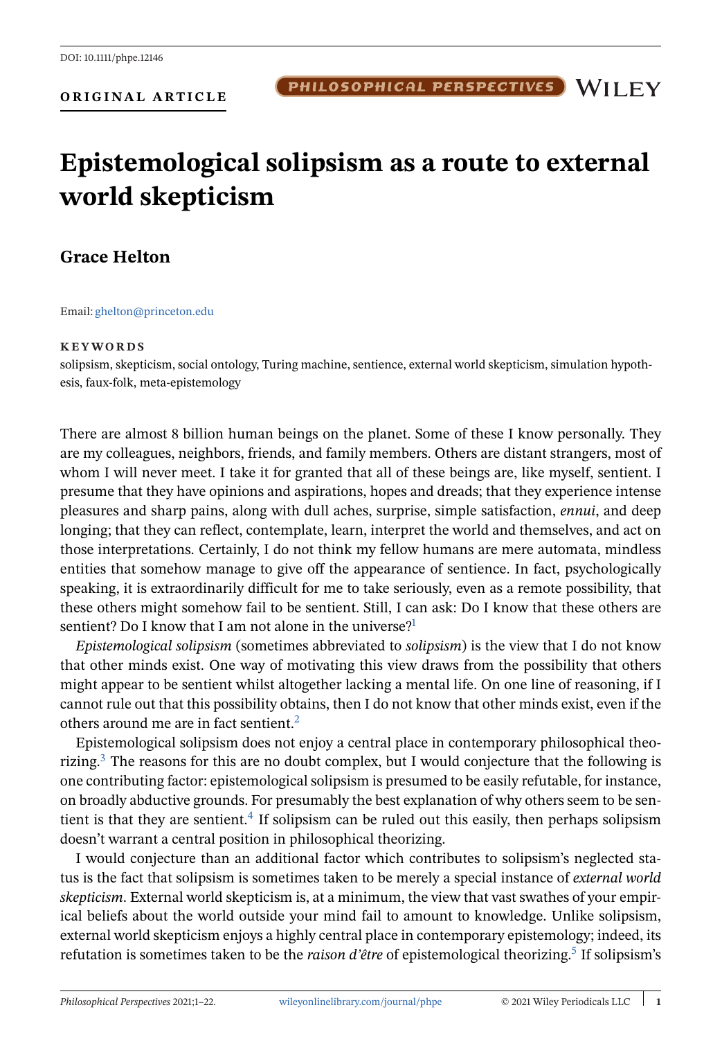DOI: 10.1111/phpe.12146

**ORIGINAL ARTICLE**

# Epistemological solipsism as a route to external world skepticism

**Grace Helton**

Email: ghelton@princeton.edu

**KEYWORDS**

solipsism, skepticism, social ontology, Turing machine, sentience, external world skepticism, simulation hypothesis, faux-folk, meta-epistemology

There are almost 8 billion human beings on the planet. Some of these I know personally. They are my colleagues, neighbors, friends, and family members. Others are distant strangers, most of whom I will never meet. I take it for granted that all of these beings are, like myself, sentient. I presume that they have opinions and aspirations, hopes and dreads; that they experience intense pleasures and sharp pains, along with dull aches, surprise, simple satisfaction, *ennui*, and deep longing; that they can reflect, contemplate, learn, interpret the world and themselves, and act on those interpretations. Certainly, I do not think my fellow humans are mere automata, mindless entities that somehow manage to give off the appearance of sentience. In fact, psychologically speaking, it is extraordinarily difficult for me to take seriously, even as a remote possibility, that these others might somehow fail to be sentient. Still, I can ask: Do I know that these others are sentient? Do I know that I am not alone in the universe?[1]

*Epistemological solipsism* (sometimes abbreviated to *solipsism*) is the view that I do not know that other minds exist. One way of motivating this view draws from the possibility that others might appear to be sentient whilst altogether lacking a mental life. On one line of reasoning, if I cannot rule out that this possibility obtains, then I do not know that other minds exist, even if the others around me are in fact sentient.[2]

Epistemological solipsism does not enjoy a central place in contemporary philosophical theorizing.[3] The reasons for this are no doubt complex, but I would conjecture that the following is one contributing factor: epistemological solipsism is presumed to be easily refutable, for instance, on broadly abductive grounds. For presumably the best explanation of why others seem to be sentient is that they are sentient.[4] If solipsism can be ruled out this easily, then perhaps solipsism doesn't warrant a central position in philosophical theorizing.

I would conjecture than an additional factor which contributes to solipsism's neglected status is the fact that solipsism is sometimes taken to be merely a special instance of *external world skepticism*. External world skepticism is, at a minimum, the view that vast swathes of your empirical beliefs about the world outside your mind fail to amount to knowledge. Unlike solipsism, external world skepticism enjoys a highly central place in contemporary epistemology; indeed, its refutation is sometimes taken to be the *raison d'être* of epistemological theorizing.[5] If solipsism's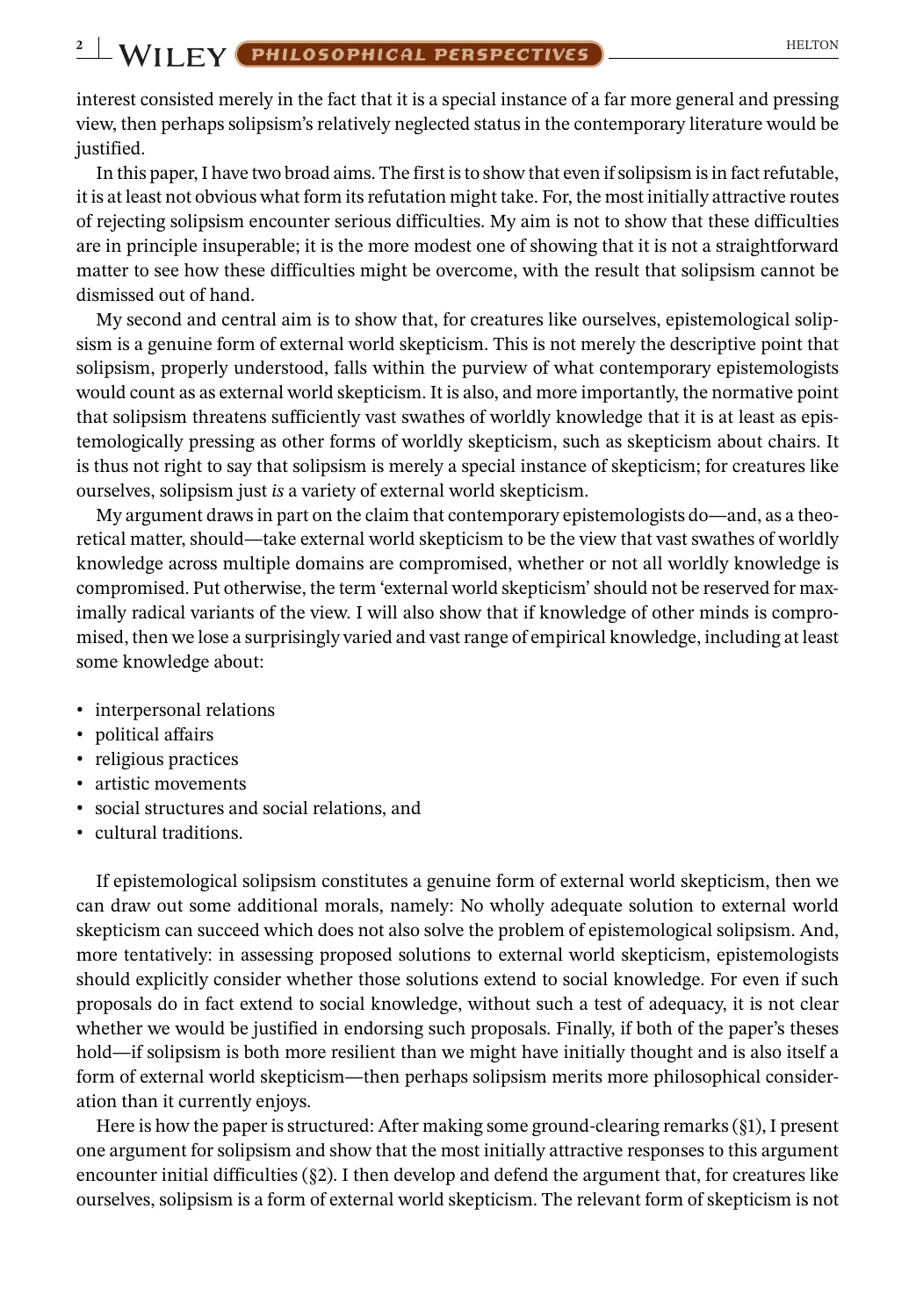interest consisted merely in the fact that it is a special instance of a far more general and pressing view, then perhaps solipsism's relatively neglected status in the contemporary literature would be justified.

In this paper, I have two broad aims. The first is to show that even if solipsism is in fact refutable, it is at least not obvious what form its refutation might take. For, the most initially attractive routes of rejecting solipsism encounter serious difficulties. My aim is not to show that these difficulties are in principle insuperable; it is the more modest one of showing that it is not a straightforward matter to see how these difficulties might be overcome, with the result that solipsism cannot be dismissed out of hand.

My second and central aim is to show that, for creatures like ourselves, epistemological solipsism is a genuine form of external world skepticism. This is not merely the descriptive point that solipsism, properly understood, falls within the purview of what contemporary epistemologists would count as as external world skepticism. It is also, and more importantly, the normative point that solipsism threatens sufficiently vast swathes of worldly knowledge that it is at least as epistemologically pressing as other forms of worldly skepticism, such as skepticism about chairs. It is thus not right to say that solipsism is merely a special instance of skepticism; for creatures like ourselves, solipsism just *is* a variety of external world skepticism.

My argument draws in part on the claim that contemporary epistemologists do—and, as a theoretical matter, should—take external world skepticism to be the view that vast swathes of worldly knowledge across multiple domains are compromised, whether or not all worldly knowledge is compromised. Put otherwise, the term 'external world skepticism' should not be reserved for maximally radical variants of the view. I will also show that if knowledge of other minds is compromised, then we lose a surprisingly varied and vast range of empirical knowledge, including at least some knowledge about:

- interpersonal relations
- political affairs
- religious practices
- artistic movements
- social structures and social relations, and
- cultural traditions.

If epistemological solipsism constitutes a genuine form of external world skepticism, then we can draw out some additional morals, namely: No wholly adequate solution to external world skepticism can succeed which does not also solve the problem of epistemological solipsism. And, more tentatively: in assessing proposed solutions to external world skepticism, epistemologists should explicitly consider whether those solutions extend to social knowledge. For even if such proposals do in fact extend to social knowledge, without such a test of adequacy, it is not clear whether we would be justified in endorsing such proposals. Finally, if both of the paper's theses hold—if solipsism is both more resilient than we might have initially thought and is also itself a form of external world skepticism—then perhaps solipsism merits more philosophical consideration than it currently enjoys.

Here is how the paper is structured: After making some ground-clearing remarks (§1), I present one argument for solipsism and show that the most initially attractive responses to this argument encounter initial difficulties (§2). I then develop and defend the argument that, for creatures like ourselves, solipsism is a form of external world skepticism. The relevant form of skepticism is not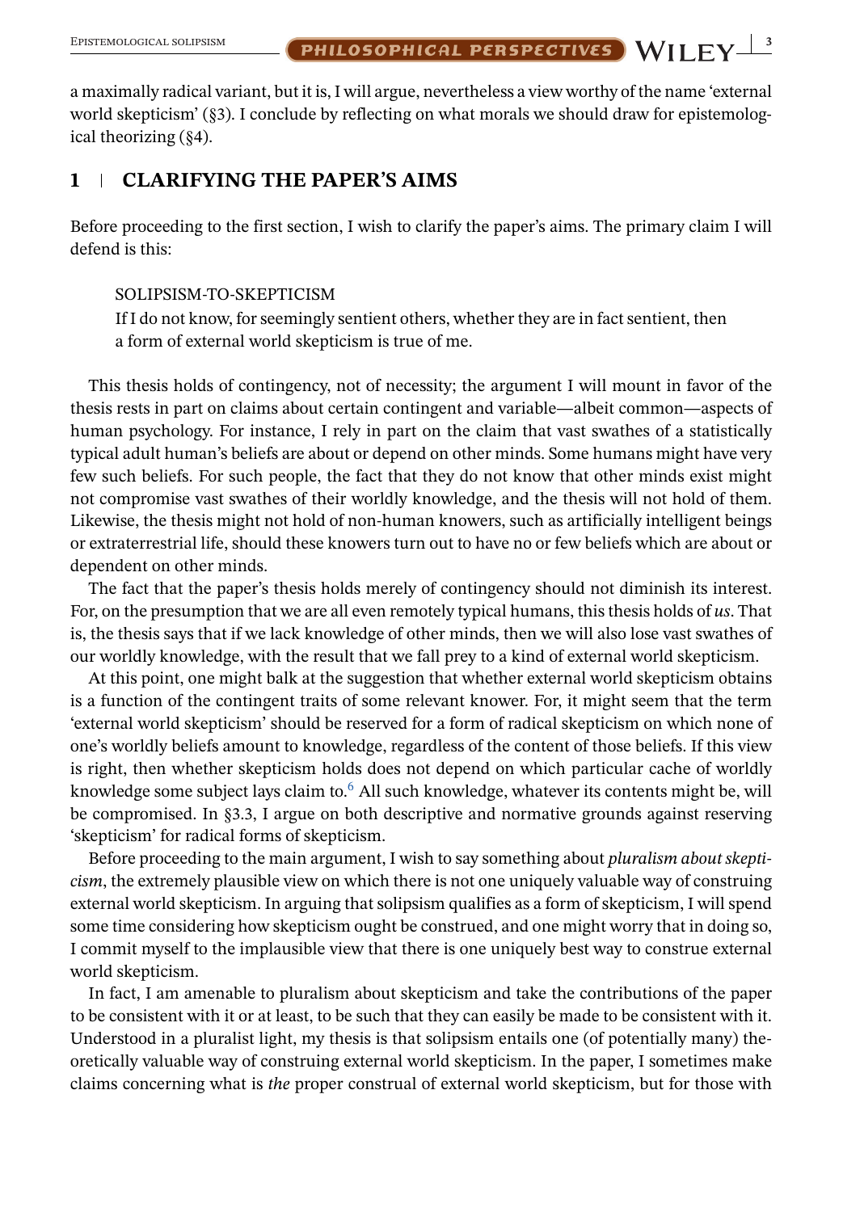a maximally radical variant, but it is, I will argue, nevertheless a view worthy of the name 'external world skepticism' (§3). I conclude by reflecting on what morals we should draw for epistemological theorizing (§4).

## 1 CLARIFYING THE PAPER'S AIMS

Before proceeding to the first section, I wish to clarify the paper's aims. The primary claim I will defend is this:

> SOLIPSISM-TO-SKEPTICISM
> If I do not know, for seemingly sentient others, whether they are in fact sentient, then a form of external world skepticism is true of me.

This thesis holds of contingency, not of necessity; the argument I will mount in favor of the thesis rests in part on claims about certain contingent and variable—albeit common—aspects of human psychology. For instance, I rely in part on the claim that vast swathes of a statistically typical adult human's beliefs are about or depend on other minds. Some humans might have very few such beliefs. For such people, the fact that they do not know that other minds exist might not compromise vast swathes of their worldly knowledge, and the thesis will not hold of them. Likewise, the thesis might not hold of non-human knowers, such as artificially intelligent beings or extraterrestrial life, should these knowers turn out to have no or few beliefs which are about or dependent on other minds.

The fact that the paper's thesis holds merely of contingency should not diminish its interest. For, on the presumption that we are all even remotely typical humans, this thesis holds of *us*. That is, the thesis says that if we lack knowledge of other minds, then we will also lose vast swathes of our worldly knowledge, with the result that we fall prey to a kind of external world skepticism.

At this point, one might balk at the suggestion that whether external world skepticism obtains is a function of the contingent traits of some relevant knower. For, it might seem that the term 'external world skepticism' should be reserved for a form of radical skepticism on which none of one's worldly beliefs amount to knowledge, regardless of the content of those beliefs. If this view is right, then whether skepticism holds does not depend on which particular cache of worldly knowledge some subject lays claim to.[6] All such knowledge, whatever its contents might be, will be compromised. In §3.3, I argue on both descriptive and normative grounds against reserving 'skepticism' for radical forms of skepticism.

Before proceeding to the main argument, I wish to say something about *pluralism about skepticism*, the extremely plausible view on which there is not one uniquely valuable way of construing external world skepticism. In arguing that solipsism qualifies as a form of skepticism, I will spend some time considering how skepticism ought be construed, and one might worry that in doing so, I commit myself to the implausible view that there is one uniquely best way to construe external world skepticism.

In fact, I am amenable to pluralism about skepticism and take the contributions of the paper to be consistent with it or at least, to be such that they can easily be made to be consistent with it. Understood in a pluralist light, my thesis is that solipsism entails one (of potentially many) theoretically valuable way of construing external world skepticism. In the paper, I sometimes make claims concerning what is *the* proper construal of external world skepticism, but for those with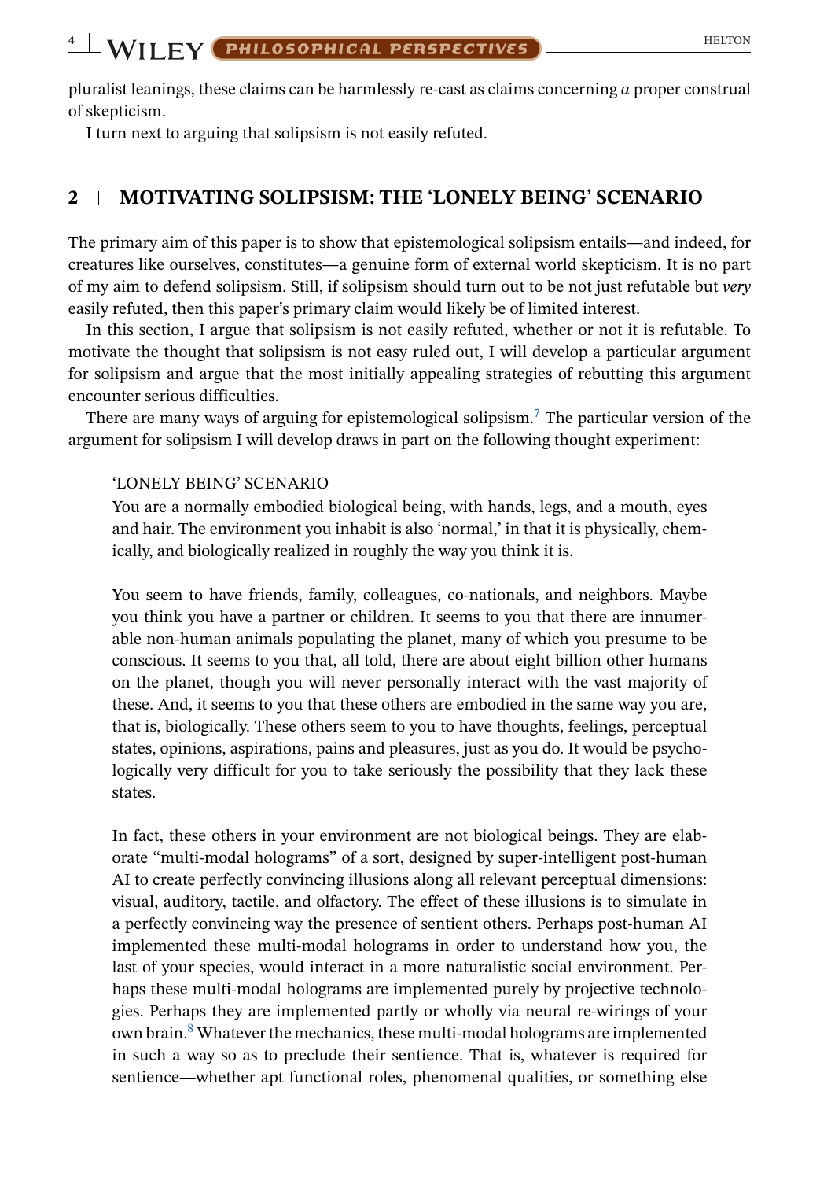pluralist leanings, these claims can be harmlessly re-cast as claims concerning *a* proper construal of skepticism.

I turn next to arguing that solipsism is not easily refuted.

## 2 | MOTIVATING SOLIPSISM: THE 'LONELY BEING' SCENARIO

The primary aim of this paper is to show that epistemological solipsism entails—and indeed, for creatures like ourselves, constitutes—a genuine form of external world skepticism. It is no part of my aim to defend solipsism. Still, if solipsism should turn out to be not just refutable but *very* easily refuted, then this paper's primary claim would likely be of limited interest.

In this section, I argue that solipsism is not easily refuted, whether or not it is refutable. To motivate the thought that solipsism is not easy ruled out, I will develop a particular argument for solipsism and argue that the most initially appealing strategies of rebutting this argument encounter serious difficulties.

There are many ways of arguing for epistemological solipsism.[7] The particular version of the argument for solipsism I will develop draws in part on the following thought experiment:

> 'LONELY BEING' SCENARIO
>
> You are a normally embodied biological being, with hands, legs, and a mouth, eyes and hair. The environment you inhabit is also 'normal,' in that it is physically, chemically, and biologically realized in roughly the way you think it is.
>
> You seem to have friends, family, colleagues, co-nationals, and neighbors. Maybe you think you have a partner or children. It seems to you that there are innumerable non-human animals populating the planet, many of which you presume to be conscious. It seems to you that, all told, there are about eight billion other humans on the planet, though you will never personally interact with the vast majority of these. And, it seems to you that these others are embodied in the same way you are, that is, biologically. These others seem to you to have thoughts, feelings, perceptual states, opinions, aspirations, pains and pleasures, just as you do. It would be psychologically very difficult for you to take seriously the possibility that they lack these states.
>
> In fact, these others in your environment are not biological beings. They are elaborate "multi-modal holograms" of a sort, designed by super-intelligent post-human AI to create perfectly convincing illusions along all relevant perceptual dimensions: visual, auditory, tactile, and olfactory. The effect of these illusions is to simulate in a perfectly convincing way the presence of sentient others. Perhaps post-human AI implemented these multi-modal holograms in order to understand how you, the last of your species, would interact in a more naturalistic social environment. Perhaps these multi-modal holograms are implemented purely by projective technologies. Perhaps they are implemented partly or wholly via neural re-wirings of your own brain.[8] Whatever the mechanics, these multi-modal holograms are implemented in such a way so as to preclude their sentience. That is, whatever is required for sentience—whether apt functional roles, phenomenal qualities, or something else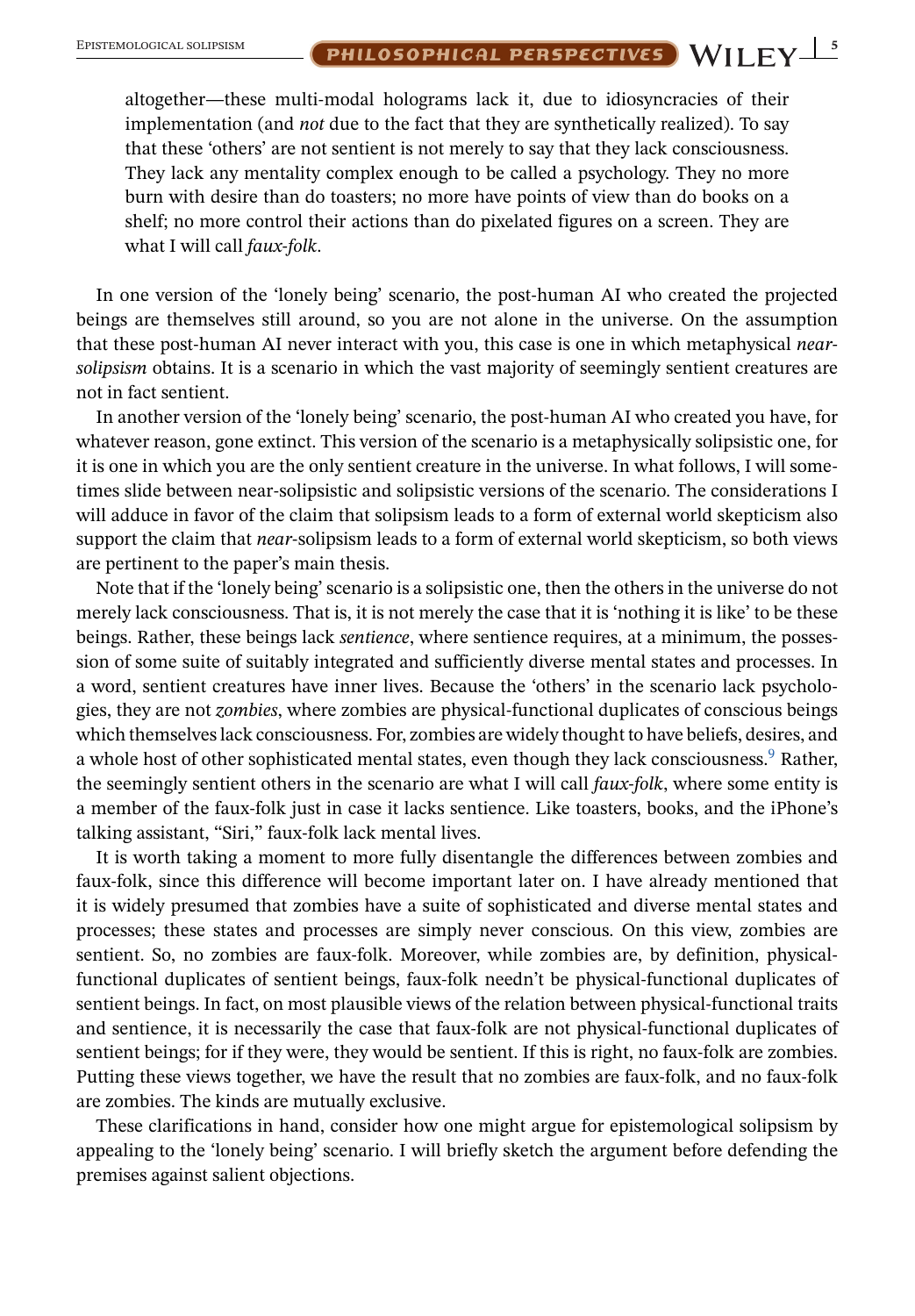> altogether—these multi-modal holograms lack it, due to idiosyncracies of their implementation (and *not* due to the fact that they are synthetically realized). To say that these 'others' are not sentient is not merely to say that they lack consciousness. They lack any mentality complex enough to be called a psychology. They no more burn with desire than do toasters; no more have points of view than do books on a shelf; no more control their actions than do pixelated figures on a screen. They are what I will call *faux-folk*.

In one version of the 'lonely being' scenario, the post-human AI who created the projected beings are themselves still around, so you are not alone in the universe. On the assumption that these post-human AI never interact with you, this case is one in which metaphysical *near-solipsism* obtains. It is a scenario in which the vast majority of seemingly sentient creatures are not in fact sentient.

In another version of the 'lonely being' scenario, the post-human AI who created you have, for whatever reason, gone extinct. This version of the scenario is a metaphysically solipsistic one, for it is one in which you are the only sentient creature in the universe. In what follows, I will sometimes slide between near-solipsistic and solipsistic versions of the scenario. The considerations I will adduce in favor of the claim that solipsism leads to a form of external world skepticism also support the claim that *near*-solipsism leads to a form of external world skepticism, so both views are pertinent to the paper's main thesis.

Note that if the 'lonely being' scenario is a solipsistic one, then the others in the universe do not merely lack consciousness. That is, it is not merely the case that it is 'nothing it is like' to be these beings. Rather, these beings lack *sentience*, where sentience requires, at a minimum, the possession of some suite of suitably integrated and sufficiently diverse mental states and processes. In a word, sentient creatures have inner lives. Because the 'others' in the scenario lack psychologies, they are not *zombies*, where zombies are physical-functional duplicates of conscious beings which themselves lack consciousness. For, zombies are widely thought to have beliefs, desires, and a whole host of other sophisticated mental states, even though they lack consciousness.[9] Rather, the seemingly sentient others in the scenario are what I will call *faux-folk*, where some entity is a member of the faux-folk just in case it lacks sentience. Like toasters, books, and the iPhone's talking assistant, "Siri," faux-folk lack mental lives.

It is worth taking a moment to more fully disentangle the differences between zombies and faux-folk, since this difference will become important later on. I have already mentioned that it is widely presumed that zombies have a suite of sophisticated and diverse mental states and processes; these states and processes are simply never conscious. On this view, zombies are sentient. So, no zombies are faux-folk. Moreover, while zombies are, by definition, physical-functional duplicates of sentient beings, faux-folk needn't be physical-functional duplicates of sentient beings. In fact, on most plausible views of the relation between physical-functional traits and sentience, it is necessarily the case that faux-folk are not physical-functional duplicates of sentient beings; for if they were, they would be sentient. If this is right, no faux-folk are zombies. Putting these views together, we have the result that no zombies are faux-folk, and no faux-folk are zombies. The kinds are mutually exclusive.

These clarifications in hand, consider how one might argue for epistemological solipsism by appealing to the 'lonely being' scenario. I will briefly sketch the argument before defending the premises against salient objections.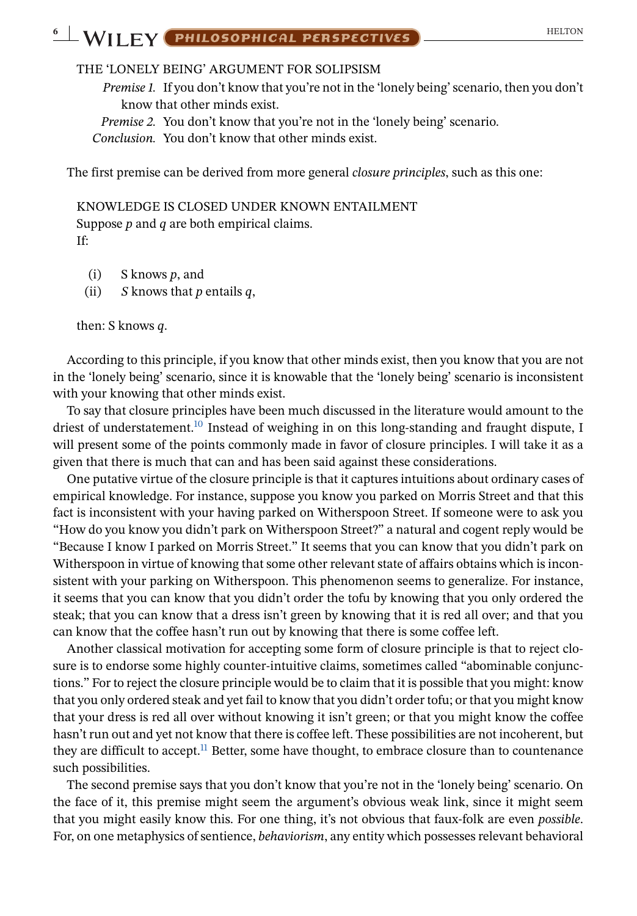THE ‘LONELY BEING’ ARGUMENT FOR SOLIPSISM

*Premise 1.* If you don’t know that you’re not in the ‘lonely being’ scenario, then you don’t know that other minds exist.

*Premise 2.* You don’t know that you’re not in the ‘lonely being’ scenario.

*Conclusion.* You don’t know that other minds exist.

The first premise can be derived from more general *closure principles*, such as this one:

KNOWLEDGE IS CLOSED UNDER KNOWN ENTAILMENT
Suppose *p* and *q* are both empirical claims.
If:

(i) S knows *p*, and
(ii) *S* knows that *p* entails *q*,

then: S knows *q*.

According to this principle, if you know that other minds exist, then you know that you are not in the ‘lonely being’ scenario, since it is knowable that the ‘lonely being’ scenario is inconsistent with your knowing that other minds exist.

To say that closure principles have been much discussed in the literature would amount to the driest of understatement.[10] Instead of weighing in on this long-standing and fraught dispute, I will present some of the points commonly made in favor of closure principles. I will take it as a given that there is much that can and has been said against these considerations.

One putative virtue of the closure principle is that it captures intuitions about ordinary cases of empirical knowledge. For instance, suppose you know you parked on Morris Street and that this fact is inconsistent with your having parked on Witherspoon Street. If someone were to ask you “How do you know you didn’t park on Witherspoon Street?” a natural and cogent reply would be “Because I know I parked on Morris Street.” It seems that you can know that you didn’t park on Witherspoon in virtue of knowing that some other relevant state of affairs obtains which is inconsistent with your parking on Witherspoon. This phenomenon seems to generalize. For instance, it seems that you can know that you didn’t order the tofu by knowing that you only ordered the steak; that you can know that a dress isn’t green by knowing that it is red all over; and that you can know that the coffee hasn’t run out by knowing that there is some coffee left.

Another classical motivation for accepting some form of closure principle is that to reject closure is to endorse some highly counter-intuitive claims, sometimes called “abominable conjunctions.” For to reject the closure principle would be to claim that it is possible that you might: know that you only ordered steak and yet fail to know that you didn’t order tofu; or that you might know that your dress is red all over without knowing it isn’t green; or that you might know the coffee hasn’t run out and yet not know that there is coffee left. These possibilities are not incoherent, but they are difficult to accept.[11] Better, some have thought, to embrace closure than to countenance such possibilities.

The second premise says that you don’t know that you’re not in the ‘lonely being’ scenario. On the face of it, this premise might seem the argument’s obvious weak link, since it might seem that you might easily know this. For one thing, it’s not obvious that faux-folk are even *possible*. For, on one metaphysics of sentience, *behaviorism*, any entity which possesses relevant behavioral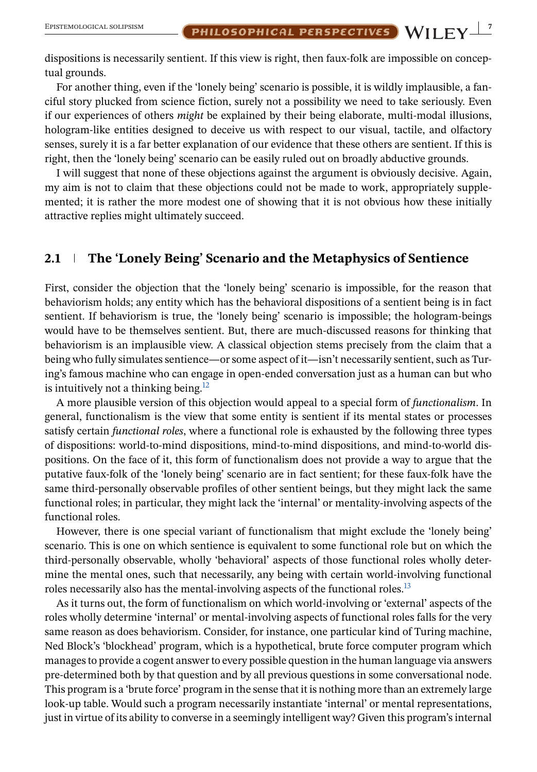dispositions is necessarily sentient. If this view is right, then faux-folk are impossible on conceptual grounds.

For another thing, even if the 'lonely being' scenario is possible, it is wildly implausible, a fanciful story plucked from science fiction, surely not a possibility we need to take seriously. Even if our experiences of others *might* be explained by their being elaborate, multi-modal illusions, hologram-like entities designed to deceive us with respect to our visual, tactile, and olfactory senses, surely it is a far better explanation of our evidence that these others are sentient. If this is right, then the 'lonely being' scenario can be easily ruled out on broadly abductive grounds.

I will suggest that none of these objections against the argument is obviously decisive. Again, my aim is not to claim that these objections could not be made to work, appropriately supplemented; it is rather the more modest one of showing that it is not obvious how these initially attractive replies might ultimately succeed.

## 2.1 The 'Lonely Being' Scenario and the Metaphysics of Sentience

First, consider the objection that the 'lonely being' scenario is impossible, for the reason that behaviorism holds; any entity which has the behavioral dispositions of a sentient being is in fact sentient. If behaviorism is true, the 'lonely being' scenario is impossible; the hologram-beings would have to be themselves sentient. But, there are much-discussed reasons for thinking that behaviorism is an implausible view. A classical objection stems precisely from the claim that a being who fully simulates sentience—or some aspect of it—isn't necessarily sentient, such as Turing's famous machine who can engage in open-ended conversation just as a human can but who is intuitively not a thinking being.[12]

A more plausible version of this objection would appeal to a special form of *functionalism*. In general, functionalism is the view that some entity is sentient if its mental states or processes satisfy certain *functional roles*, where a functional role is exhausted by the following three types of dispositions: world-to-mind dispositions, mind-to-mind dispositions, and mind-to-world dispositions. On the face of it, this form of functionalism does not provide a way to argue that the putative faux-folk of the 'lonely being' scenario are in fact sentient; for these faux-folk have the same third-personally observable profiles of other sentient beings, but they might lack the same functional roles; in particular, they might lack the 'internal' or mentality-involving aspects of the functional roles.

However, there is one special variant of functionalism that might exclude the 'lonely being' scenario. This is one on which sentience is equivalent to some functional role but on which the third-personally observable, wholly 'behavioral' aspects of those functional roles wholly determine the mental ones, such that necessarily, any being with certain world-involving functional roles necessarily also has the mental-involving aspects of the functional roles.[13]

As it turns out, the form of functionalism on which world-involving or 'external' aspects of the roles wholly determine 'internal' or mental-involving aspects of functional roles falls for the very same reason as does behaviorism. Consider, for instance, one particular kind of Turing machine, Ned Block's 'blockhead' program, which is a hypothetical, brute force computer program which manages to provide a cogent answer to every possible question in the human language via answers pre-determined both by that question and by all previous questions in some conversational node. This program is a 'brute force' program in the sense that it is nothing more than an extremely large look-up table. Would such a program necessarily instantiate 'internal' or mental representations, just in virtue of its ability to converse in a seemingly intelligent way? Given this program's internal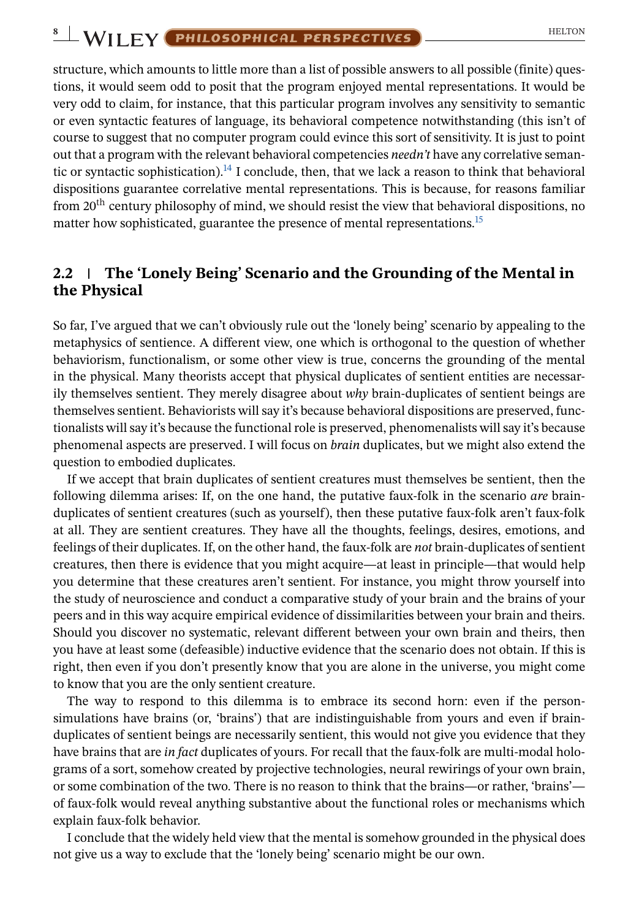structure, which amounts to little more than a list of possible answers to all possible (finite) questions, it would seem odd to posit that the program enjoyed mental representations. It would be very odd to claim, for instance, that this particular program involves any sensitivity to semantic or even syntactic features of language, its behavioral competence notwithstanding (this isn't of course to suggest that no computer program could evince this sort of sensitivity. It is just to point out that a program with the relevant behavioral competencies *needn't* have any correlative semantic or syntactic sophistication).[14] I conclude, then, that we lack a reason to think that behavioral dispositions guarantee correlative mental representations. This is because, for reasons familiar from 20th century philosophy of mind, we should resist the view that behavioral dispositions, no matter how sophisticated, guarantee the presence of mental representations.[15]

## 2.2 | The 'Lonely Being' Scenario and the Grounding of the Mental in the Physical

So far, I've argued that we can't obviously rule out the 'lonely being' scenario by appealing to the metaphysics of sentience. A different view, one which is orthogonal to the question of whether behaviorism, functionalism, or some other view is true, concerns the grounding of the mental in the physical. Many theorists accept that physical duplicates of sentient entities are necessarily themselves sentient. They merely disagree about *why* brain-duplicates of sentient beings are themselves sentient. Behaviorists will say it's because behavioral dispositions are preserved, functionalists will say it's because the functional role is preserved, phenomenalists will say it's because phenomenal aspects are preserved. I will focus on *brain* duplicates, but we might also extend the question to embodied duplicates.

If we accept that brain duplicates of sentient creatures must themselves be sentient, then the following dilemma arises: If, on the one hand, the putative faux-folk in the scenario *are* brain-duplicates of sentient creatures (such as yourself), then these putative faux-folk aren't faux-folk at all. They are sentient creatures. They have all the thoughts, feelings, desires, emotions, and feelings of their duplicates. If, on the other hand, the faux-folk are *not* brain-duplicates of sentient creatures, then there is evidence that you might acquire—at least in principle—that would help you determine that these creatures aren't sentient. For instance, you might throw yourself into the study of neuroscience and conduct a comparative study of your brain and the brains of your peers and in this way acquire empirical evidence of dissimilarities between your brain and theirs. Should you discover no systematic, relevant different between your own brain and theirs, then you have at least some (defeasible) inductive evidence that the scenario does not obtain. If this is right, then even if you don't presently know that you are alone in the universe, you might come to know that you are the only sentient creature.

The way to respond to this dilemma is to embrace its second horn: even if the person-simulations have brains (or, 'brains') that are indistinguishable from yours and even if brain-duplicates of sentient beings are necessarily sentient, this would not give you evidence that they have brains that are *in fact* duplicates of yours. For recall that the faux-folk are multi-modal holograms of a sort, somehow created by projective technologies, neural rewirings of your own brain, or some combination of the two. There is no reason to think that the brains—or rather, 'brains'—of faux-folk would reveal anything substantive about the functional roles or mechanisms which explain faux-folk behavior.

I conclude that the widely held view that the mental is somehow grounded in the physical does not give us a way to exclude that the 'lonely being' scenario might be our own.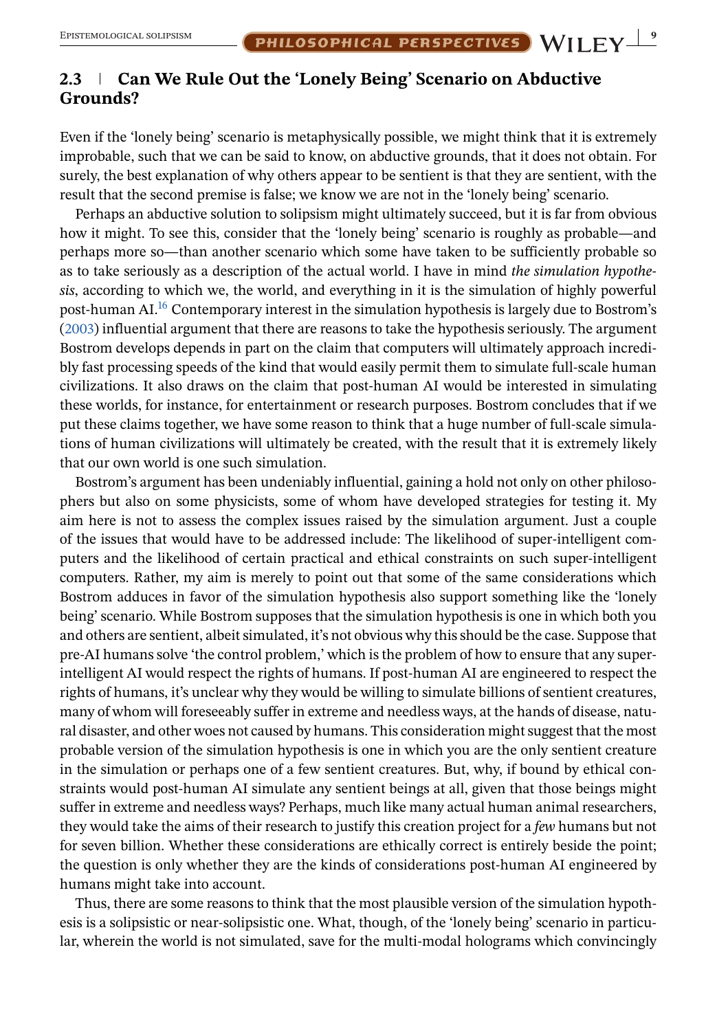### 2.3 Can We Rule Out the 'Lonely Being' Scenario on Abductive Grounds?

Even if the 'lonely being' scenario is metaphysically possible, we might think that it is extremely improbable, such that we can be said to know, on abductive grounds, that it does not obtain. For surely, the best explanation of why others appear to be sentient is that they are sentient, with the result that the second premise is false; we know we are not in the 'lonely being' scenario.

Perhaps an abductive solution to solipsism might ultimately succeed, but it is far from obvious how it might. To see this, consider that the 'lonely being' scenario is roughly as probable—and perhaps more so—than another scenario which some have taken to be sufficiently probable so as to take seriously as a description of the actual world. I have in mind *the simulation hypothesis*, according to which we, the world, and everything in it is the simulation of highly powerful post-human AI.[16] Contemporary interest in the simulation hypothesis is largely due to Bostrom's (2003) influential argument that there are reasons to take the hypothesis seriously. The argument Bostrom develops depends in part on the claim that computers will ultimately approach incredibly fast processing speeds of the kind that would easily permit them to simulate full-scale human civilizations. It also draws on the claim that post-human AI would be interested in simulating these worlds, for instance, for entertainment or research purposes. Bostrom concludes that if we put these claims together, we have some reason to think that a huge number of full-scale simulations of human civilizations will ultimately be created, with the result that it is extremely likely that our own world is one such simulation.

Bostrom's argument has been undeniably influential, gaining a hold not only on other philosophers but also on some physicists, some of whom have developed strategies for testing it. My aim here is not to assess the complex issues raised by the simulation argument. Just a couple of the issues that would have to be addressed include: The likelihood of super-intelligent computers and the likelihood of certain practical and ethical constraints on such super-intelligent computers. Rather, my aim is merely to point out that some of the same considerations which Bostrom adduces in favor of the simulation hypothesis also support something like the 'lonely being' scenario. While Bostrom supposes that the simulation hypothesis is one in which both you and others are sentient, albeit simulated, it's not obvious why this should be the case. Suppose that pre-AI humans solve 'the control problem,' which is the problem of how to ensure that any super-intelligent AI would respect the rights of humans. If post-human AI are engineered to respect the rights of humans, it's unclear why they would be willing to simulate billions of sentient creatures, many of whom will foreseeably suffer in extreme and needless ways, at the hands of disease, natural disaster, and other woes not caused by humans. This consideration might suggest that the most probable version of the simulation hypothesis is one in which you are the only sentient creature in the simulation or perhaps one of a few sentient creatures. But, why, if bound by ethical constraints would post-human AI simulate any sentient beings at all, given that those beings might suffer in extreme and needless ways? Perhaps, much like many actual human animal researchers, they would take the aims of their research to justify this creation project for a *few* humans but not for seven billion. Whether these considerations are ethically correct is entirely beside the point; the question is only whether they are the kinds of considerations post-human AI engineered by humans might take into account.

Thus, there are some reasons to think that the most plausible version of the simulation hypothesis is a solipsistic or near-solipsistic one. What, though, of the 'lonely being' scenario in particular, wherein the world is not simulated, save for the multi-modal holograms which convincingly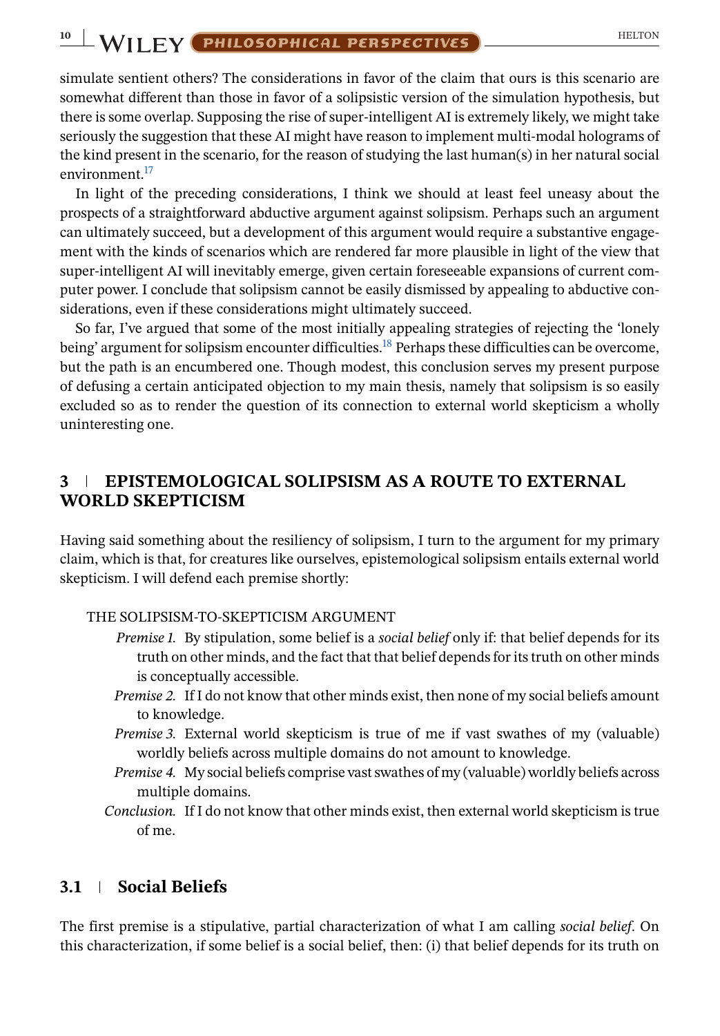simulate sentient others? The considerations in favor of the claim that ours is this scenario are somewhat different than those in favor of a solipsistic version of the simulation hypothesis, but there is some overlap. Supposing the rise of super-intelligent AI is extremely likely, we might take seriously the suggestion that these AI might have reason to implement multi-modal holograms of the kind present in the scenario, for the reason of studying the last human(s) in her natural social environment.[17]

In light of the preceding considerations, I think we should at least feel uneasy about the prospects of a straightforward abductive argument against solipsism. Perhaps such an argument can ultimately succeed, but a development of this argument would require a substantive engagement with the kinds of scenarios which are rendered far more plausible in light of the view that super-intelligent AI will inevitably emerge, given certain foreseeable expansions of current computer power. I conclude that solipsism cannot be easily dismissed by appealing to abductive considerations, even if these considerations might ultimately succeed.

So far, I've argued that some of the most initially appealing strategies of rejecting the 'lonely being' argument for solipsism encounter difficulties.[18] Perhaps these difficulties can be overcome, but the path is an encumbered one. Though modest, this conclusion serves my present purpose of defusing a certain anticipated objection to my main thesis, namely that solipsism is so easily excluded so as to render the question of its connection to external world skepticism a wholly uninteresting one.

## 3 | EPISTEMOLOGICAL SOLIPSISM AS A ROUTE TO EXTERNAL WORLD SKEPTICISM

Having said something about the resiliency of solipsism, I turn to the argument for my primary claim, which is that, for creatures like ourselves, epistemological solipsism entails external world skepticism. I will defend each premise shortly:

THE SOLIPSISM-TO-SKEPTICISM ARGUMENT

*Premise 1.* By stipulation, some belief is a *social belief* only if: that belief depends for its truth on other minds, and the fact that that belief depends for its truth on other minds is conceptually accessible.

*Premise 2.* If I do not know that other minds exist, then none of my social beliefs amount to knowledge.

*Premise 3.* External world skepticism is true of me if vast swathes of my (valuable) worldly beliefs across multiple domains do not amount to knowledge.

*Premise 4.* My social beliefs comprise vast swathes of my (valuable) worldly beliefs across multiple domains.

*Conclusion.* If I do not know that other minds exist, then external world skepticism is true of me.

### 3.1 | Social Beliefs

The first premise is a stipulative, partial characterization of what I am calling *social belief*. On this characterization, if some belief is a social belief, then: (i) that belief depends for its truth on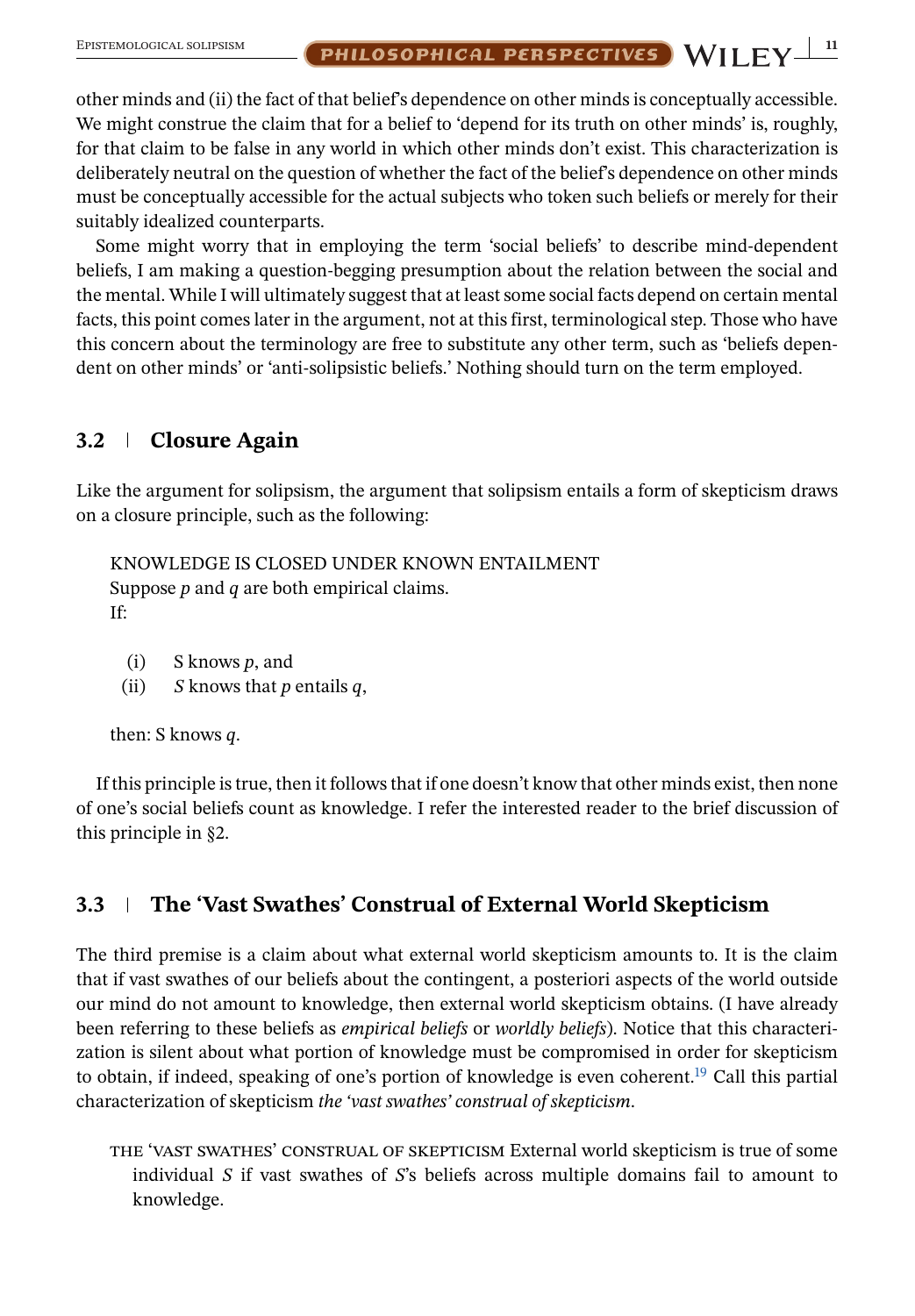other minds and (ii) the fact of that belief's dependence on other minds is conceptually accessible. We might construe the claim that for a belief to 'depend for its truth on other minds' is, roughly, for that claim to be false in any world in which other minds don't exist. This characterization is deliberately neutral on the question of whether the fact of the belief's dependence on other minds must be conceptually accessible for the actual subjects who token such beliefs or merely for their suitably idealized counterparts.

Some might worry that in employing the term 'social beliefs' to describe mind-dependent beliefs, I am making a question-begging presumption about the relation between the social and the mental. While I will ultimately suggest that at least some social facts depend on certain mental facts, this point comes later in the argument, not at this first, terminological step. Those who have this concern about the terminology are free to substitute any other term, such as 'beliefs dependent on other minds' or 'anti-solipsistic beliefs.' Nothing should turn on the term employed.

## 3.2 | Closure Again

Like the argument for solipsism, the argument that solipsism entails a form of skepticism draws on a closure principle, such as the following:

> KNOWLEDGE IS CLOSED UNDER KNOWN ENTAILMENT
> Suppose *p* and *q* are both empirical claims.
> If:
>
> (i) S knows *p*, and
> (ii) *S* knows that *p* entails *q*,
>
> then: S knows *q*.

If this principle is true, then it follows that if one doesn't know that other minds exist, then none of one's social beliefs count as knowledge. I refer the interested reader to the brief discussion of this principle in §2.

## 3.3 | The 'Vast Swathes' Construal of External World Skepticism

The third premise is a claim about what external world skepticism amounts to. It is the claim that if vast swathes of our beliefs about the contingent, a posteriori aspects of the world outside our mind do not amount to knowledge, then external world skepticism obtains. (I have already been referring to these beliefs as *empirical beliefs* or *worldly beliefs*). Notice that this characterization is silent about what portion of knowledge must be compromised in order for skepticism to obtain, if indeed, speaking of one's portion of knowledge is even coherent.[19] Call this partial characterization of skepticism *the 'vast swathes' construal of skepticism*.

> THE 'VAST SWATHES' CONSTRUAL OF SKEPTICISM External world skepticism is true of some individual *S* if vast swathes of *S*'s beliefs across multiple domains fail to amount to knowledge.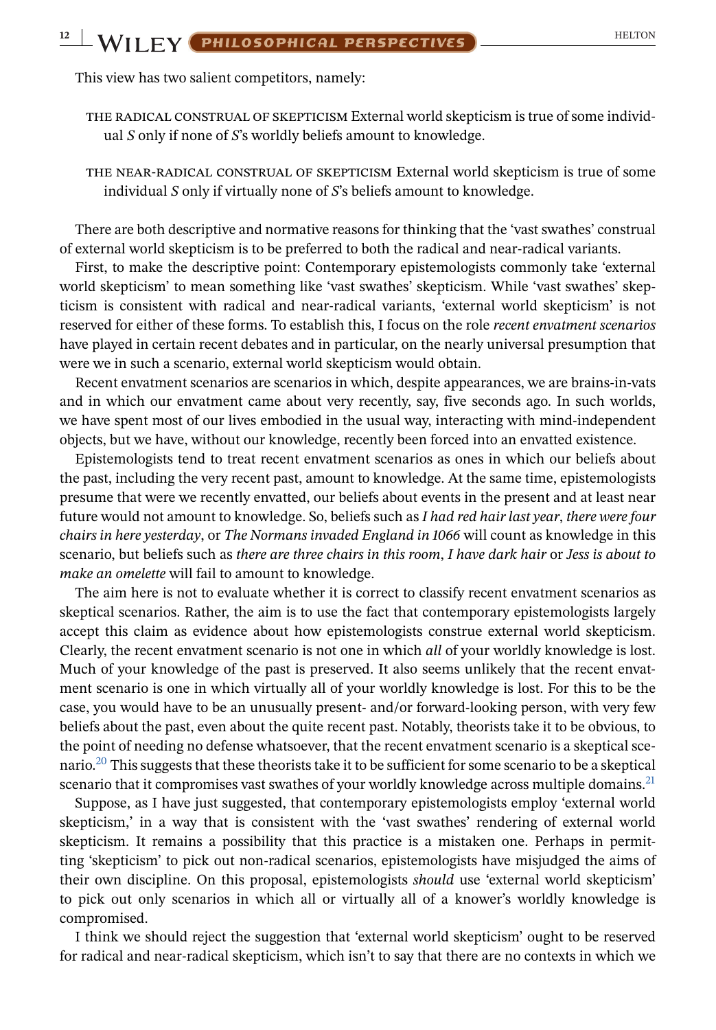This view has two salient competitors, namely:

THE RADICAL CONSTRUAL OF SKEPTICISM External world skepticism is true of some individual *S* only if none of *S*'s worldly beliefs amount to knowledge.

THE NEAR-RADICAL CONSTRUAL OF SKEPTICISM External world skepticism is true of some individual *S* only if virtually none of *S*'s beliefs amount to knowledge.

There are both descriptive and normative reasons for thinking that the 'vast swathes' construal of external world skepticism is to be preferred to both the radical and near-radical variants.

First, to make the descriptive point: Contemporary epistemologists commonly take 'external world skepticism' to mean something like 'vast swathes' skepticism. While 'vast swathes' skepticism is consistent with radical and near-radical variants, 'external world skepticism' is not reserved for either of these forms. To establish this, I focus on the role *recent envatment scenarios* have played in certain recent debates and in particular, on the nearly universal presumption that were we in such a scenario, external world skepticism would obtain.

Recent envatment scenarios are scenarios in which, despite appearances, we are brains-in-vats and in which our envatment came about very recently, say, five seconds ago. In such worlds, we have spent most of our lives embodied in the usual way, interacting with mind-independent objects, but we have, without our knowledge, recently been forced into an envatted existence.

Epistemologists tend to treat recent envatment scenarios as ones in which our beliefs about the past, including the very recent past, amount to knowledge. At the same time, epistemologists presume that were we recently envatted, our beliefs about events in the present and at least near future would not amount to knowledge. So, beliefs such as *I had red hair last year*, *there were four chairs in here yesterday*, or *The Normans invaded England in 1066* will count as knowledge in this scenario, but beliefs such as *there are three chairs in this room*, *I have dark hair* or *Jess is about to make an omelette* will fail to amount to knowledge.

The aim here is not to evaluate whether it is correct to classify recent envatment scenarios as skeptical scenarios. Rather, the aim is to use the fact that contemporary epistemologists largely accept this claim as evidence about how epistemologists construe external world skepticism. Clearly, the recent envatment scenario is not one in which *all* of your worldly knowledge is lost. Much of your knowledge of the past is preserved. It also seems unlikely that the recent envatment scenario is one in which virtually all of your worldly knowledge is lost. For this to be the case, you would have to be an unusually present- and/or forward-looking person, with very few beliefs about the past, even about the quite recent past. Notably, theorists take it to be obvious, to the point of needing no defense whatsoever, that the recent envatment scenario is a skeptical scenario.[20] This suggests that these theorists take it to be sufficient for some scenario to be a skeptical scenario that it compromises vast swathes of your worldly knowledge across multiple domains.[21]

Suppose, as I have just suggested, that contemporary epistemologists employ 'external world skepticism,' in a way that is consistent with the 'vast swathes' rendering of external world skepticism. It remains a possibility that this practice is a mistaken one. Perhaps in permitting 'skepticism' to pick out non-radical scenarios, epistemologists have misjudged the aims of their own discipline. On this proposal, epistemologists *should* use 'external world skepticism' to pick out only scenarios in which all or virtually all of a knower's worldly knowledge is compromised.

I think we should reject the suggestion that 'external world skepticism' ought to be reserved for radical and near-radical skepticism, which isn't to say that there are no contexts in which we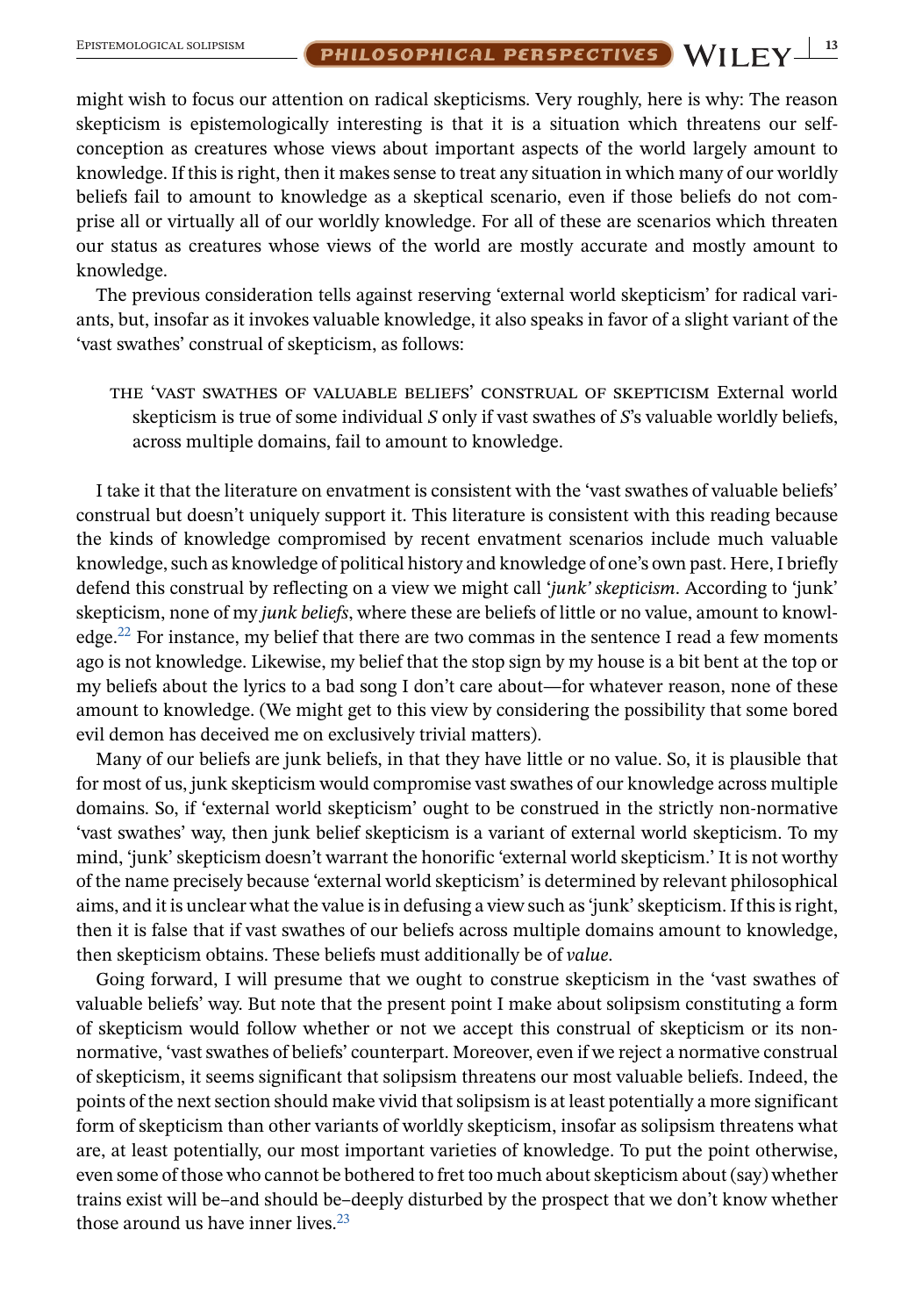might wish to focus our attention on radical skepticisms. Very roughly, here is why: The reason skepticism is epistemologically interesting is that it is a situation which threatens our self-conception as creatures whose views about important aspects of the world largely amount to knowledge. If this is right, then it makes sense to treat any situation in which many of our worldly beliefs fail to amount to knowledge as a skeptical scenario, even if those beliefs do not comprise all or virtually all of our worldly knowledge. For all of these are scenarios which threaten our status as creatures whose views of the world are mostly accurate and mostly amount to knowledge.

The previous consideration tells against reserving 'external world skepticism' for radical variants, but, insofar as it invokes valuable knowledge, it also speaks in favor of a slight variant of the 'vast swathes' construal of skepticism, as follows:

> THE 'VAST SWATHES OF VALUABLE BELIEFS' CONSTRUAL OF SKEPTICISM External world skepticism is true of some individual *S* only if vast swathes of *S*'s valuable worldly beliefs, across multiple domains, fail to amount to knowledge.

I take it that the literature on envatment is consistent with the 'vast swathes of valuable beliefs' construal but doesn't uniquely support it. This literature is consistent with this reading because the kinds of knowledge compromised by recent envatment scenarios include much valuable knowledge, such as knowledge of political history and knowledge of one's own past. Here, I briefly defend this construal by reflecting on a view we might call '*junk' skepticism*. According to 'junk' skepticism, none of my *junk beliefs*, where these are beliefs of little or no value, amount to knowledge.[22] For instance, my belief that there are two commas in the sentence I read a few moments ago is not knowledge. Likewise, my belief that the stop sign by my house is a bit bent at the top or my beliefs about the lyrics to a bad song I don't care about—for whatever reason, none of these amount to knowledge. (We might get to this view by considering the possibility that some bored evil demon has deceived me on exclusively trivial matters).

Many of our beliefs are junk beliefs, in that they have little or no value. So, it is plausible that for most of us, junk skepticism would compromise vast swathes of our knowledge across multiple domains. So, if 'external world skepticism' ought to be construed in the strictly non-normative 'vast swathes' way, then junk belief skepticism is a variant of external world skepticism. To my mind, 'junk' skepticism doesn't warrant the honorific 'external world skepticism.' It is not worthy of the name precisely because 'external world skepticism' is determined by relevant philosophical aims, and it is unclear what the value is in defusing a view such as 'junk' skepticism. If this is right, then it is false that if vast swathes of our beliefs across multiple domains amount to knowledge, then skepticism obtains. These beliefs must additionally be of *value*.

Going forward, I will presume that we ought to construe skepticism in the 'vast swathes of valuable beliefs' way. But note that the present point I make about solipsism constituting a form of skepticism would follow whether or not we accept this construal of skepticism or its non-normative, 'vast swathes of beliefs' counterpart. Moreover, even if we reject a normative construal of skepticism, it seems significant that solipsism threatens our most valuable beliefs. Indeed, the points of the next section should make vivid that solipsism is at least potentially a more significant form of skepticism than other variants of worldly skepticism, insofar as solipsism threatens what are, at least potentially, our most important varieties of knowledge. To put the point otherwise, even some of those who cannot be bothered to fret too much about skepticism about (say) whether trains exist will be–and should be–deeply disturbed by the prospect that we don't know whether those around us have inner lives.[23]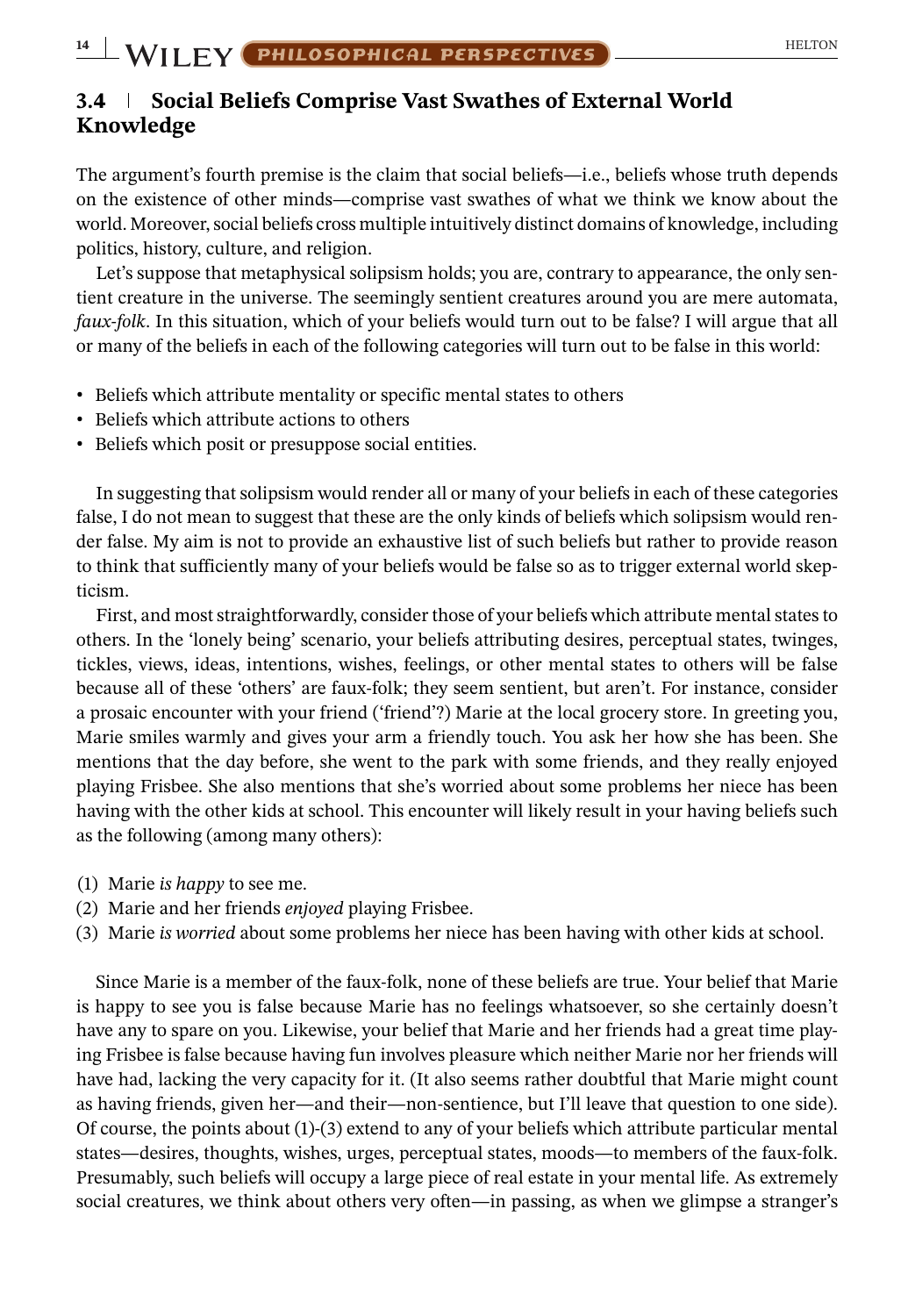### 3.4 | Social Beliefs Comprise Vast Swathes of External World Knowledge

The argument's fourth premise is the claim that social beliefs—i.e., beliefs whose truth depends on the existence of other minds—comprise vast swathes of what we think we know about the world. Moreover, social beliefs cross multiple intuitively distinct domains of knowledge, including politics, history, culture, and religion.

Let's suppose that metaphysical solipsism holds; you are, contrary to appearance, the only sentient creature in the universe. The seemingly sentient creatures around you are mere automata, *faux-folk*. In this situation, which of your beliefs would turn out to be false? I will argue that all or many of the beliefs in each of the following categories will turn out to be false in this world:

- Beliefs which attribute mentality or specific mental states to others
- Beliefs which attribute actions to others
- Beliefs which posit or presuppose social entities.

In suggesting that solipsism would render all or many of your beliefs in each of these categories false, I do not mean to suggest that these are the only kinds of beliefs which solipsism would render false. My aim is not to provide an exhaustive list of such beliefs but rather to provide reason to think that sufficiently many of your beliefs would be false so as to trigger external world skepticism.

First, and most straightforwardly, consider those of your beliefs which attribute mental states to others. In the 'lonely being' scenario, your beliefs attributing desires, perceptual states, twinges, tickles, views, ideas, intentions, wishes, feelings, or other mental states to others will be false because all of these 'others' are faux-folk; they seem sentient, but aren't. For instance, consider a prosaic encounter with your friend ('friend'?) Marie at the local grocery store. In greeting you, Marie smiles warmly and gives your arm a friendly touch. You ask her how she has been. She mentions that the day before, she went to the park with some friends, and they really enjoyed playing Frisbee. She also mentions that she's worried about some problems her niece has been having with the other kids at school. This encounter will likely result in your having beliefs such as the following (among many others):

(1) Marie *is happy* to see me.
(2) Marie and her friends *enjoyed* playing Frisbee.
(3) Marie *is worried* about some problems her niece has been having with other kids at school.

Since Marie is a member of the faux-folk, none of these beliefs are true. Your belief that Marie is happy to see you is false because Marie has no feelings whatsoever, so she certainly doesn't have any to spare on you. Likewise, your belief that Marie and her friends had a great time playing Frisbee is false because having fun involves pleasure which neither Marie nor her friends will have had, lacking the very capacity for it. (It also seems rather doubtful that Marie might count as having friends, given her—and their—non-sentience, but I'll leave that question to one side). Of course, the points about (1)-(3) extend to any of your beliefs which attribute particular mental states—desires, thoughts, wishes, urges, perceptual states, moods—to members of the faux-folk. Presumably, such beliefs will occupy a large piece of real estate in your mental life. As extremely social creatures, we think about others very often—in passing, as when we glimpse a stranger's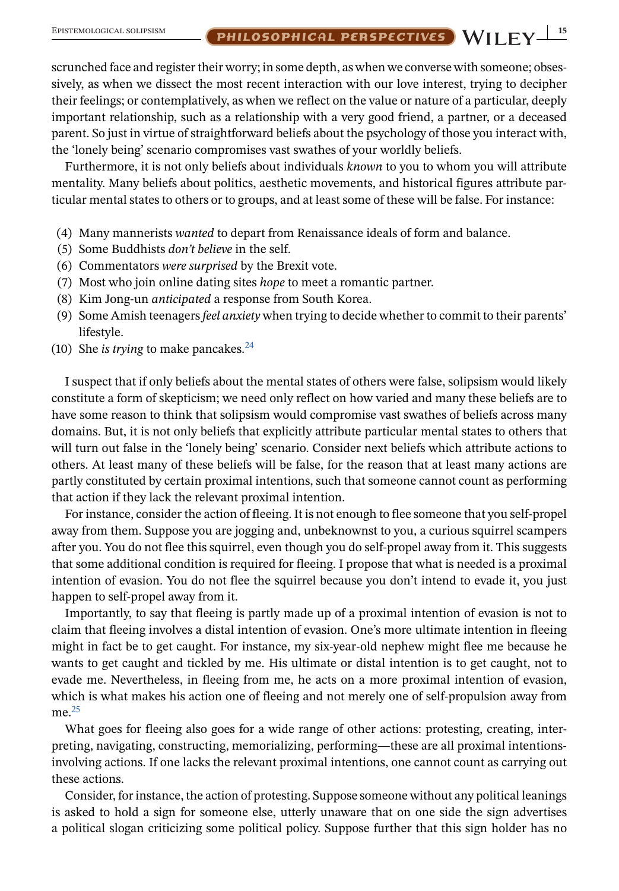scrunched face and register their worry; in some depth, as when we converse with someone; obsessively, as when we dissect the most recent interaction with our love interest, trying to decipher their feelings; or contemplatively, as when we reflect on the value or nature of a particular, deeply important relationship, such as a relationship with a very good friend, a partner, or a deceased parent. So just in virtue of straightforward beliefs about the psychology of those you interact with, the 'lonely being' scenario compromises vast swathes of your worldly beliefs.

Furthermore, it is not only beliefs about individuals *known* to you to whom you will attribute mentality. Many beliefs about politics, aesthetic movements, and historical figures attribute particular mental states to others or to groups, and at least some of these will be false. For instance:

(4) Many mannerists *wanted* to depart from Renaissance ideals of form and balance.
(5) Some Buddhists *don't believe* in the self.
(6) Commentators *were surprised* by the Brexit vote.
(7) Most who join online dating sites *hope* to meet a romantic partner.
(8) Kim Jong-un *anticipated* a response from South Korea.
(9) Some Amish teenagers *feel anxiety* when trying to decide whether to commit to their parents' lifestyle.
(10) She *is trying* to make pancakes.[24]

I suspect that if only beliefs about the mental states of others were false, solipsism would likely constitute a form of skepticism; we need only reflect on how varied and many these beliefs are to have some reason to think that solipsism would compromise vast swathes of beliefs across many domains. But, it is not only beliefs that explicitly attribute particular mental states to others that will turn out false in the 'lonely being' scenario. Consider next beliefs which attribute actions to others. At least many of these beliefs will be false, for the reason that at least many actions are partly constituted by certain proximal intentions, such that someone cannot count as performing that action if they lack the relevant proximal intention.

For instance, consider the action of fleeing. It is not enough to flee someone that you self-propel away from them. Suppose you are jogging and, unbeknownst to you, a curious squirrel scampers after you. You do not flee this squirrel, even though you do self-propel away from it. This suggests that some additional condition is required for fleeing. I propose that what is needed is a proximal intention of evasion. You do not flee the squirrel because you don't intend to evade it, you just happen to self-propel away from it.

Importantly, to say that fleeing is partly made up of a proximal intention of evasion is not to claim that fleeing involves a distal intention of evasion. One's more ultimate intention in fleeing might in fact be to get caught. For instance, my six-year-old nephew might flee me because he wants to get caught and tickled by me. His ultimate or distal intention is to get caught, not to evade me. Nevertheless, in fleeing from me, he acts on a more proximal intention of evasion, which is what makes his action one of fleeing and not merely one of self-propulsion away from me.[25]

What goes for fleeing also goes for a wide range of other actions: protesting, creating, interpreting, navigating, constructing, memorializing, performing—these are all proximal intentions-involving actions. If one lacks the relevant proximal intentions, one cannot count as carrying out these actions.

Consider, for instance, the action of protesting. Suppose someone without any political leanings is asked to hold a sign for someone else, utterly unaware that on one side the sign advertises a political slogan criticizing some political policy. Suppose further that this sign holder has no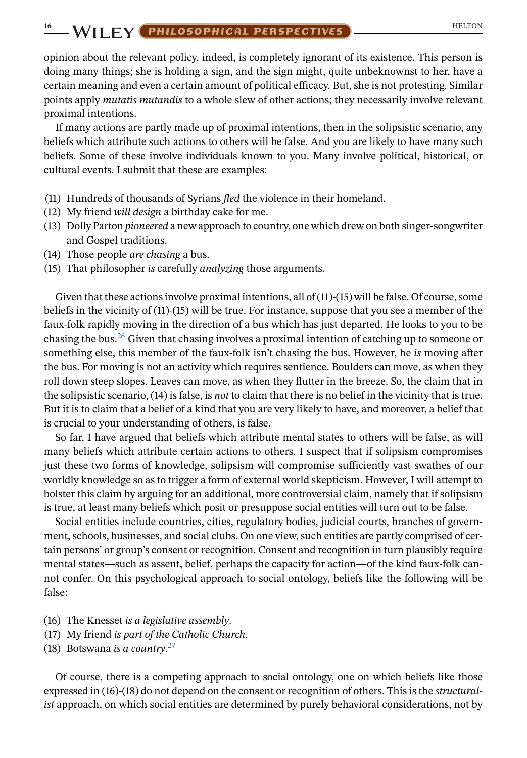opinion about the relevant policy, indeed, is completely ignorant of its existence. This person is doing many things; she is holding a sign, and the sign might, quite unbeknownst to her, have a certain meaning and even a certain amount of political efficacy. But, she is not protesting. Similar points apply *mutatis mutandis* to a whole slew of other actions; they necessarily involve relevant proximal intentions.

If many actions are partly made up of proximal intentions, then in the solipsistic scenario, any beliefs which attribute such actions to others will be false. And you are likely to have many such beliefs. Some of these involve individuals known to you. Many involve political, historical, or cultural events. I submit that these are examples:

(11) Hundreds of thousands of Syrians *fled* the violence in their homeland.
(12) My friend *will design* a birthday cake for me.
(13) Dolly Parton *pioneered* a new approach to country, one which drew on both singer-songwriter and Gospel traditions.
(14) Those people *are chasing* a bus.
(15) That philosopher *is* carefully *analyzing* those arguments.

Given that these actions involve proximal intentions, all of (11)-(15) will be false. Of course, some beliefs in the vicinity of (11)-(15) will be true. For instance, suppose that you see a member of the faux-folk rapidly moving in the direction of a bus which has just departed. He looks to you to be chasing the bus.[26] Given that chasing involves a proximal intention of catching up to someone or something else, this member of the faux-folk isn't chasing the bus. However, he *is* moving after the bus. For moving is not an activity which requires sentience. Boulders can move, as when they roll down steep slopes. Leaves can move, as when they flutter in the breeze. So, the claim that in the solipsistic scenario, (14) is false, is *not* to claim that there is no belief in the vicinity that is true. But it is to claim that a belief of a kind that you are very likely to have, and moreover, a belief that is crucial to your understanding of others, is false.

So far, I have argued that beliefs which attribute mental states to others will be false, as will many beliefs which attribute certain actions to others. I suspect that if solipsism compromises just these two forms of knowledge, solipsism will compromise sufficiently vast swathes of our worldly knowledge so as to trigger a form of external world skepticism. However, I will attempt to bolster this claim by arguing for an additional, more controversial claim, namely that if solipsism is true, at least many beliefs which posit or presuppose social entities will turn out to be false.

Social entities include countries, cities, regulatory bodies, judicial courts, branches of government, schools, businesses, and social clubs. On one view, such entities are partly comprised of certain persons' or group's consent or recognition. Consent and recognition in turn plausibly require mental states—such as assent, belief, perhaps the capacity for action—of the kind faux-folk cannot confer. On this psychological approach to social ontology, beliefs like the following will be false:

(16) The Knesset *is a legislative assembly*.
(17) My friend *is part of the Catholic Church*.
(18) Botswana *is a country*.[27]

Of course, there is a competing approach to social ontology, one on which beliefs like those expressed in (16)-(18) do not depend on the consent or recognition of others. This is the *structuralist* approach, on which social entities are determined by purely behavioral considerations, not by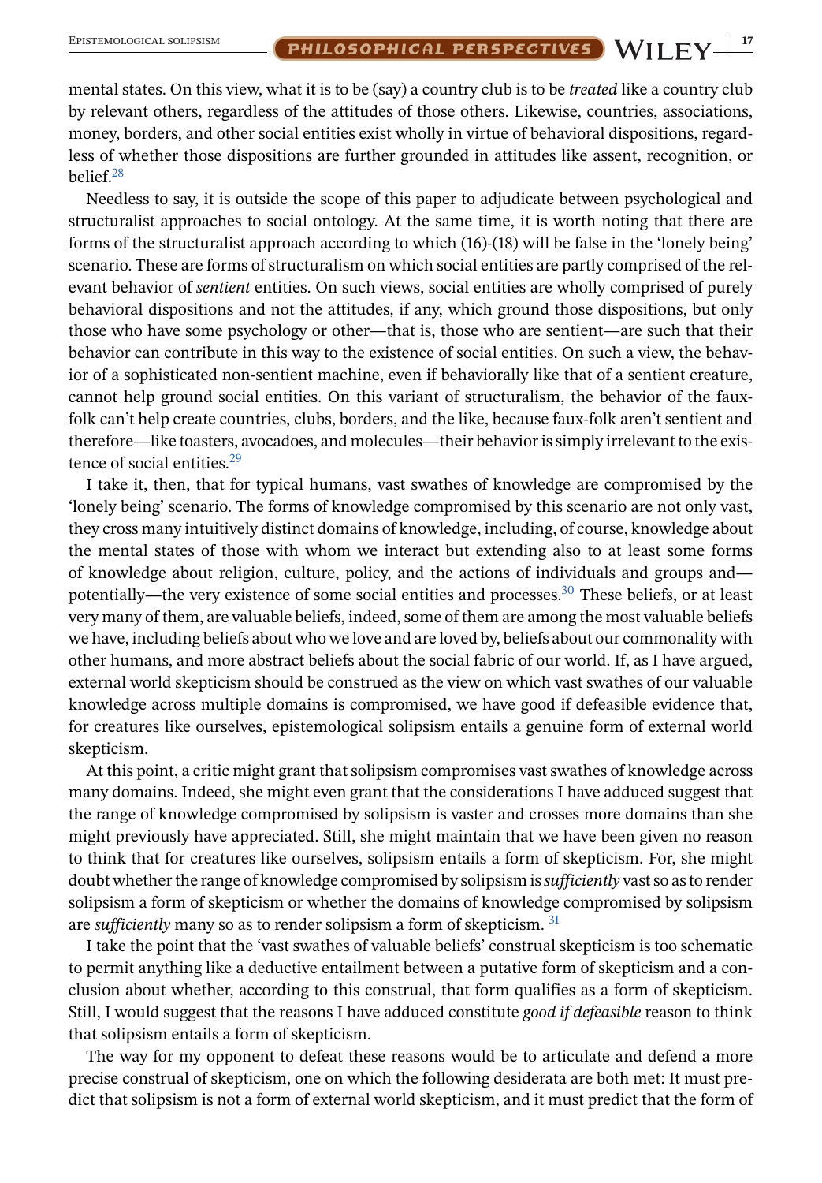mental states. On this view, what it is to be (say) a country club is to be *treated* like a country club by relevant others, regardless of the attitudes of those others. Likewise, countries, associations, money, borders, and other social entities exist wholly in virtue of behavioral dispositions, regardless of whether those dispositions are further grounded in attitudes like assent, recognition, or belief.[28]

Needless to say, it is outside the scope of this paper to adjudicate between psychological and structuralist approaches to social ontology. At the same time, it is worth noting that there are forms of the structuralist approach according to which (16)-(18) will be false in the 'lonely being' scenario. These are forms of structuralism on which social entities are partly comprised of the relevant behavior of *sentient* entities. On such views, social entities are wholly comprised of purely behavioral dispositions and not the attitudes, if any, which ground those dispositions, but only those who have some psychology or other—that is, those who are sentient—are such that their behavior can contribute in this way to the existence of social entities. On such a view, the behavior of a sophisticated non-sentient machine, even if behaviorally like that of a sentient creature, cannot help ground social entities. On this variant of structuralism, the behavior of the faux-folk can't help create countries, clubs, borders, and the like, because faux-folk aren't sentient and therefore—like toasters, avocadoes, and molecules—their behavior is simply irrelevant to the existence of social entities.[29]

I take it, then, that for typical humans, vast swathes of knowledge are compromised by the 'lonely being' scenario. The forms of knowledge compromised by this scenario are not only vast, they cross many intuitively distinct domains of knowledge, including, of course, knowledge about the mental states of those with whom we interact but extending also to at least some forms of knowledge about religion, culture, policy, and the actions of individuals and groups and—potentially—the very existence of some social entities and processes.[30] These beliefs, or at least very many of them, are valuable beliefs, indeed, some of them are among the most valuable beliefs we have, including beliefs about who we love and are loved by, beliefs about our commonality with other humans, and more abstract beliefs about the social fabric of our world. If, as I have argued, external world skepticism should be construed as the view on which vast swathes of our valuable knowledge across multiple domains is compromised, we have good if defeasible evidence that, for creatures like ourselves, epistemological solipsism entails a genuine form of external world skepticism.

At this point, a critic might grant that solipsism compromises vast swathes of knowledge across many domains. Indeed, she might even grant that the considerations I have adduced suggest that the range of knowledge compromised by solipsism is vaster and crosses more domains than she might previously have appreciated. Still, she might maintain that we have been given no reason to think that for creatures like ourselves, solipsism entails a form of skepticism. For, she might doubt whether the range of knowledge compromised by solipsism is *sufficiently* vast so as to render solipsism a form of skepticism or whether the domains of knowledge compromised by solipsism are *sufficiently* many so as to render solipsism a form of skepticism. [31]

I take the point that the 'vast swathes of valuable beliefs' construal skepticism is too schematic to permit anything like a deductive entailment between a putative form of skepticism and a conclusion about whether, according to this construal, that form qualifies as a form of skepticism. Still, I would suggest that the reasons I have adduced constitute *good if defeasible* reason to think that solipsism entails a form of skepticism.

The way for my opponent to defeat these reasons would be to articulate and defend a more precise construal of skepticism, one on which the following desiderata are both met: It must predict that solipsism is not a form of external world skepticism, and it must predict that the form of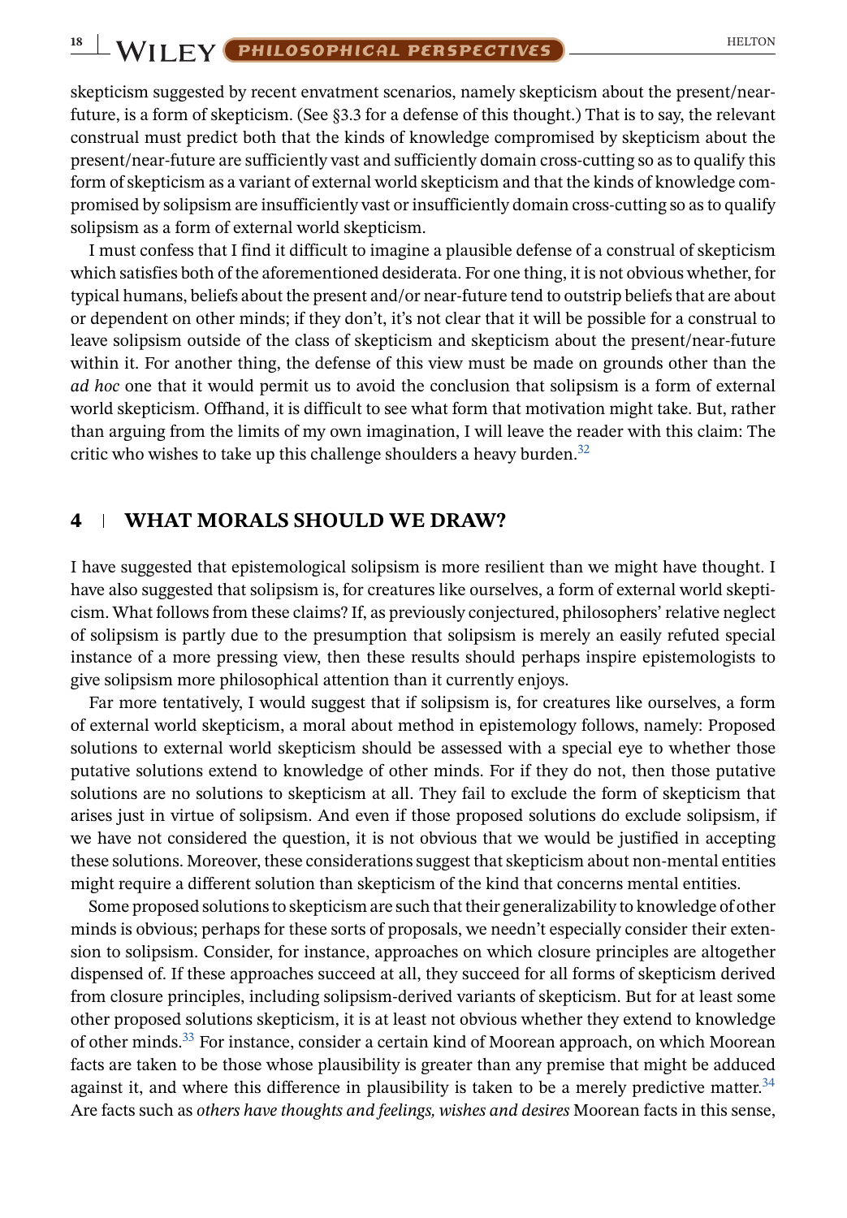skepticism suggested by recent envatment scenarios, namely skepticism about the present/near-future, is a form of skepticism. (See §3.3 for a defense of this thought.) That is to say, the relevant construal must predict both that the kinds of knowledge compromised by skepticism about the present/near-future are sufficiently vast and sufficiently domain cross-cutting so as to qualify this form of skepticism as a variant of external world skepticism and that the kinds of knowledge compromised by solipsism are insufficiently vast or insufficiently domain cross-cutting so as to qualify solipsism as a form of external world skepticism.

I must confess that I find it difficult to imagine a plausible defense of a construal of skepticism which satisfies both of the aforementioned desiderata. For one thing, it is not obvious whether, for typical humans, beliefs about the present and/or near-future tend to outstrip beliefs that are about or dependent on other minds; if they don't, it's not clear that it will be possible for a construal to leave solipsism outside of the class of skepticism and skepticism about the present/near-future within it. For another thing, the defense of this view must be made on grounds other than the *ad hoc* one that it would permit us to avoid the conclusion that solipsism is a form of external world skepticism. Offhand, it is difficult to see what form that motivation might take. But, rather than arguing from the limits of my own imagination, I will leave the reader with this claim: The critic who wishes to take up this challenge shoulders a heavy burden.[32]

## 4 | WHAT MORALS SHOULD WE DRAW?

I have suggested that epistemological solipsism is more resilient than we might have thought. I have also suggested that solipsism is, for creatures like ourselves, a form of external world skepticism. What follows from these claims? If, as previously conjectured, philosophers' relative neglect of solipsism is partly due to the presumption that solipsism is merely an easily refuted special instance of a more pressing view, then these results should perhaps inspire epistemologists to give solipsism more philosophical attention than it currently enjoys.

Far more tentatively, I would suggest that if solipsism is, for creatures like ourselves, a form of external world skepticism, a moral about method in epistemology follows, namely: Proposed solutions to external world skepticism should be assessed with a special eye to whether those putative solutions extend to knowledge of other minds. For if they do not, then those putative solutions are no solutions to skepticism at all. They fail to exclude the form of skepticism that arises just in virtue of solipsism. And even if those proposed solutions do exclude solipsism, if we have not considered the question, it is not obvious that we would be justified in accepting these solutions. Moreover, these considerations suggest that skepticism about non-mental entities might require a different solution than skepticism of the kind that concerns mental entities.

Some proposed solutions to skepticism are such that their generalizability to knowledge of other minds is obvious; perhaps for these sorts of proposals, we needn't especially consider their extension to solipsism. Consider, for instance, approaches on which closure principles are altogether dispensed of. If these approaches succeed at all, they succeed for all forms of skepticism derived from closure principles, including solipsism-derived variants of skepticism. But for at least some other proposed solutions skepticism, it is at least not obvious whether they extend to knowledge of other minds.[33] For instance, consider a certain kind of Moorean approach, on which Moorean facts are taken to be those whose plausibility is greater than any premise that might be adduced against it, and where this difference in plausibility is taken to be a merely predictive matter.[34] Are facts such as *others have thoughts and feelings, wishes and desires* Moorean facts in this sense,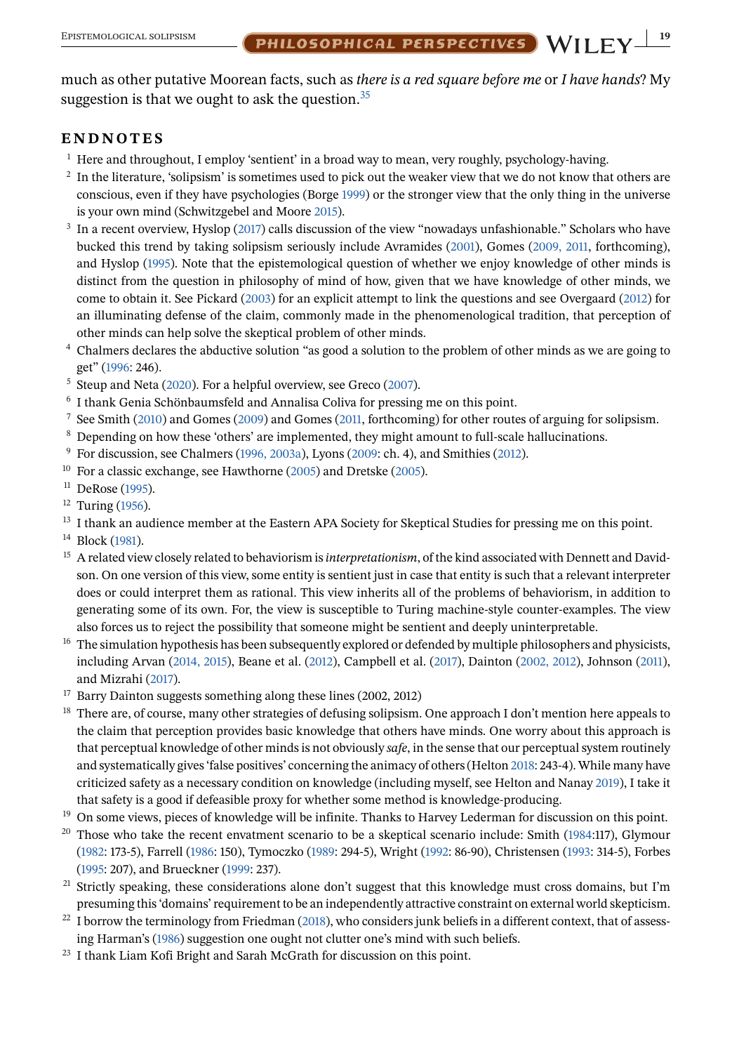much as other putative Moorean facts, such as *there is a red square before me* or *I have hands*? My suggestion is that we ought to ask the question.[35]

## ENDNOTES

[1] Here and throughout, I employ 'sentient' in a broad way to mean, very roughly, psychology-having.

[2] In the literature, 'solipsism' is sometimes used to pick out the weaker view that we do not know that others are conscious, even if they have psychologies (Borge 1999) or the stronger view that the only thing in the universe is your own mind (Schwitzgebel and Moore 2015).

[3] In a recent overview, Hyslop (2017) calls discussion of the view "nowadays unfashionable." Scholars who have bucked this trend by taking solipsism seriously include Avramides (2001), Gomes (2009, 2011, forthcoming), and Hyslop (1995). Note that the epistemological question of whether we enjoy knowledge of other minds is distinct from the question in philosophy of mind of how, given that we have knowledge of other minds, we come to obtain it. See Pickard (2003) for an explicit attempt to link the questions and see Overgaard (2012) for an illuminating defense of the claim, commonly made in the phenomenological tradition, that perception of other minds can help solve the skeptical problem of other minds.

[4] Chalmers declares the abductive solution "as good a solution to the problem of other minds as we are going to get" (1996: 246).

[5] Steup and Neta (2020). For a helpful overview, see Greco (2007).

[6] I thank Genia Schönbaumsfeld and Annalisa Coliva for pressing me on this point.

[7] See Smith (2010) and Gomes (2009) and Gomes (2011, forthcoming) for other routes of arguing for solipsism.

[8] Depending on how these 'others' are implemented, they might amount to full-scale hallucinations.

[9] For discussion, see Chalmers (1996, 2003a), Lyons (2009: ch. 4), and Smithies (2012).

[10] For a classic exchange, see Hawthorne (2005) and Dretske (2005).

[11] DeRose (1995).

[12] Turing (1956).

[13] I thank an audience member at the Eastern APA Society for Skeptical Studies for pressing me on this point.

[14] Block (1981).

[15] A related view closely related to behaviorism is *interpretationism*, of the kind associated with Dennett and Davidson. On one version of this view, some entity is sentient just in case that entity is such that a relevant interpreter does or could interpret them as rational. This view inherits all of the problems of behaviorism, in addition to generating some of its own. For, the view is susceptible to Turing machine-style counter-examples. The view also forces us to reject the possibility that someone might be sentient and deeply uninterpretable.

[16] The simulation hypothesis has been subsequently explored or defended by multiple philosophers and physicists, including Arvan (2014, 2015), Beane et al. (2012), Campbell et al. (2017), Dainton (2002, 2012), Johnson (2011), and Mizrahi (2017).

[17] Barry Dainton suggests something along these lines (2002, 2012)

[18] There are, of course, many other strategies of defusing solipsism. One approach I don't mention here appeals to the claim that perception provides basic knowledge that others have minds. One worry about this approach is that perceptual knowledge of other minds is not obviously *safe*, in the sense that our perceptual system routinely and systematically gives 'false positives' concerning the animacy of others (Helton 2018: 243-4). While many have criticized safety as a necessary condition on knowledge (including myself, see Helton and Nanay 2019), I take it that safety is a good if defeasible proxy for whether some method is knowledge-producing.

[19] On some views, pieces of knowledge will be infinite. Thanks to Harvey Lederman for discussion on this point.

[20] Those who take the recent envatment scenario to be a skeptical scenario include: Smith (1984:117), Glymour (1982: 173-5), Farrell (1986: 150), Tymoczko (1989: 294-5), Wright (1992: 86-90), Christensen (1993: 314-5), Forbes (1995: 207), and Brueckner (1999: 237).

[21] Strictly speaking, these considerations alone don't suggest that this knowledge must cross domains, but I'm presuming this 'domains' requirement to be an independently attractive constraint on external world skepticism.

[22] I borrow the terminology from Friedman (2018), who considers junk beliefs in a different context, that of assessing Harman's (1986) suggestion one ought not clutter one's mind with such beliefs.

[23] I thank Liam Kofi Bright and Sarah McGrath for discussion on this point.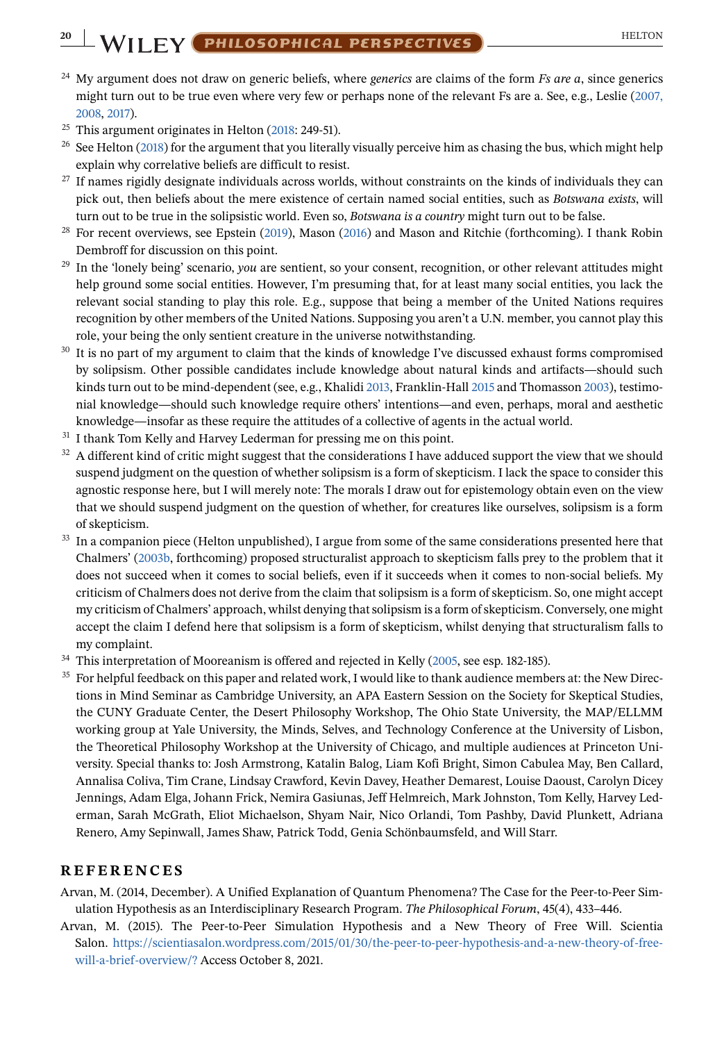[24] My argument does not draw on generic beliefs, where *generics* are claims of the form *Fs are a*, since generics might turn out to be true even where very few or perhaps none of the relevant Fs are a. See, e.g., Leslie (2007, 2008, 2017).

[25] This argument originates in Helton (2018: 249-51).

[26] See Helton (2018) for the argument that you literally visually perceive him as chasing the bus, which might help explain why correlative beliefs are difficult to resist.

[27] If names rigidly designate individuals across worlds, without constraints on the kinds of individuals they can pick out, then beliefs about the mere existence of certain named social entities, such as *Botswana exists*, will turn out to be true in the solipsistic world. Even so, *Botswana is a country* might turn out to be false.

[28] For recent overviews, see Epstein (2019), Mason (2016) and Mason and Ritchie (forthcoming). I thank Robin Dembroff for discussion on this point.

[29] In the 'lonely being' scenario, *you* are sentient, so your consent, recognition, or other relevant attitudes might help ground some social entities. However, I'm presuming that, for at least many social entities, you lack the relevant social standing to play this role. E.g., suppose that being a member of the United Nations requires recognition by other members of the United Nations. Supposing you aren't a U.N. member, you cannot play this role, your being the only sentient creature in the universe notwithstanding.

[30] It is no part of my argument to claim that the kinds of knowledge I've discussed exhaust forms compromised by solipsism. Other possible candidates include knowledge about natural kinds and artifacts—should such kinds turn out to be mind-dependent (see, e.g., Khalidi 2013, Franklin-Hall 2015 and Thomasson 2003), testimonial knowledge—should such knowledge require others' intentions—and even, perhaps, moral and aesthetic knowledge—insofar as these require the attitudes of a collective of agents in the actual world.

[31] I thank Tom Kelly and Harvey Lederman for pressing me on this point.

[32] A different kind of critic might suggest that the considerations I have adduced support the view that we should suspend judgment on the question of whether solipsism is a form of skepticism. I lack the space to consider this agnostic response here, but I will merely note: The morals I draw out for epistemology obtain even on the view that we should suspend judgment on the question of whether, for creatures like ourselves, solipsism is a form of skepticism.

[33] In a companion piece (Helton unpublished), I argue from some of the same considerations presented here that Chalmers' (2003b, forthcoming) proposed structuralist approach to skepticism falls prey to the problem that it does not succeed when it comes to social beliefs, even if it succeeds when it comes to non-social beliefs. My criticism of Chalmers does not derive from the claim that solipsism is a form of skepticism. So, one might accept my criticism of Chalmers' approach, whilst denying that solipsism is a form of skepticism. Conversely, one might accept the claim I defend here that solipsism is a form of skepticism, whilst denying that structuralism falls to my complaint.

[34] This interpretation of Mooreanism is offered and rejected in Kelly (2005, see esp. 182-185).

[35] For helpful feedback on this paper and related work, I would like to thank audience members at: the New Directions in Mind Seminar as Cambridge University, an APA Eastern Session on the Society for Skeptical Studies, the CUNY Graduate Center, the Desert Philosophy Workshop, The Ohio State University, the MAP/ELLMM working group at Yale University, the Minds, Selves, and Technology Conference at the University of Lisbon, the Theoretical Philosophy Workshop at the University of Chicago, and multiple audiences at Princeton University. Special thanks to: Josh Armstrong, Katalin Balog, Liam Kofi Bright, Simon Cabulea May, Ben Callard, Annalisa Coliva, Tim Crane, Lindsay Crawford, Kevin Davey, Heather Demarest, Louise Daoust, Carolyn Dicey Jennings, Adam Elga, Johann Frick, Nemira Gasiunas, Jeff Helmreich, Mark Johnston, Tom Kelly, Harvey Lederman, Sarah McGrath, Eliot Michaelson, Shyam Nair, Nico Orlandi, Tom Pashby, David Plunkett, Adriana Renero, Amy Sepinwall, James Shaw, Patrick Todd, Genia Schönbaumsfeld, and Will Starr.

## REFERENCES

Arvan, M. (2014, December). A Unified Explanation of Quantum Phenomena? The Case for the Peer-to-Peer Simulation Hypothesis as an Interdisciplinary Research Program. *The Philosophical Forum*, 45(4), 433–446.

Arvan, M. (2015). The Peer-to-Peer Simulation Hypothesis and a New Theory of Free Will. Scientia Salon. https://scientiasalon.wordpress.com/2015/01/30/the-peer-to-peer-hypothesis-and-a-new-theory-of-free-will-a-brief-overview/? Access October 8, 2021.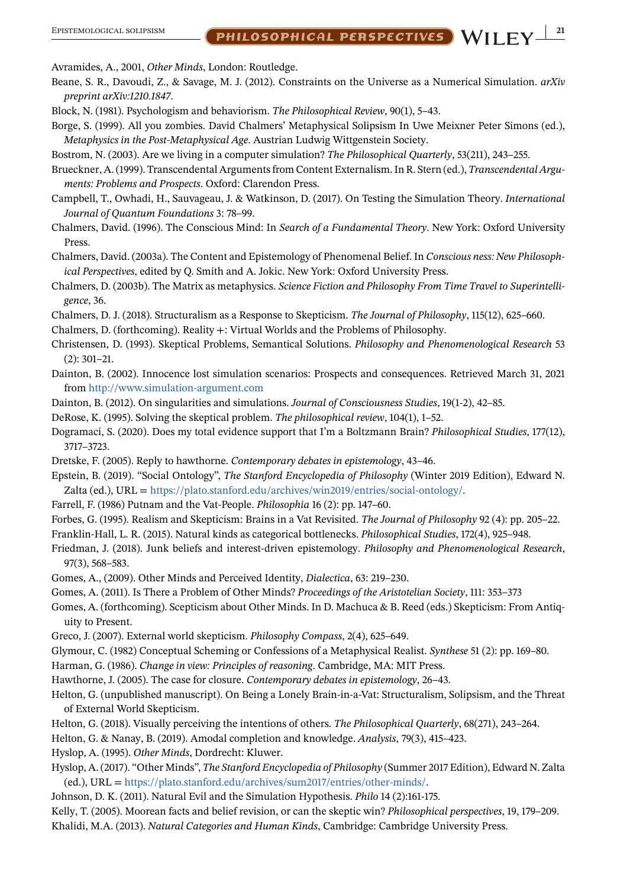Avramides, A., 2001, *Other Minds*, London: Routledge.

Beane, S. R., Davoudi, Z., & Savage, M. J. (2012). Constraints on the Universe as a Numerical Simulation. *arXiv preprint arXiv:1210.1847*.

Block, N. (1981). Psychologism and behaviorism. *The Philosophical Review*, 90(1), 5–43.

Borge, S. (1999). All you zombies. David Chalmers' Metaphysical Solipsism In Uwe Meixner Peter Simons (ed.), *Metaphysics in the Post-Metaphysical Age*. Austrian Ludwig Wittgenstein Society.

Bostrom, N. (2003). Are we living in a computer simulation? *The Philosophical Quarterly*, 53(211), 243–255.

Brueckner, A. (1999). Transcendental Arguments from Content Externalism. In R. Stern (ed.), *Transcendental Arguments: Problems and Prospects*. Oxford: Clarendon Press.

Campbell, T., Owhadi, H., Sauvageau, J. & Watkinson, D. (2017). On Testing the Simulation Theory. *International Journal of Quantum Foundations* 3: 78–99.

Chalmers, David. (1996). The Conscious Mind: In *Search of a Fundamental Theory*. New York: Oxford University Press.

Chalmers, David. (2003a). The Content and Epistemology of Phenomenal Belief. In *Conscious ness: New Philosophical Perspectives*, edited by Q. Smith and A. Jokic. New York: Oxford University Press.

Chalmers, D. (2003b). The Matrix as metaphysics. *Science Fiction and Philosophy From Time Travel to Superintelligence*, 36.

Chalmers, D. J. (2018). Structuralism as a Response to Skepticism. *The Journal of Philosophy*, 115(12), 625–660.

Chalmers, D. (forthcoming). Reality +: Virtual Worlds and the Problems of Philosophy.

Christensen, D. (1993). Skeptical Problems, Semantical Solutions. *Philosophy and Phenomenological Research* 53 (2): 301–21.

Dainton, B. (2002). Innocence lost simulation scenarios: Prospects and consequences. Retrieved March 31, 2021 from http://www.simulation-argument.com

Dainton, B. (2012). On singularities and simulations. *Journal of Consciousness Studies*, 19(1-2), 42–85.

DeRose, K. (1995). Solving the skeptical problem. *The philosophical review*, 104(1), 1–52.

Dogramaci, S. (2020). Does my total evidence support that I'm a Boltzmann Brain? *Philosophical Studies*, 177(12), 3717–3723.

Dretske, F. (2005). Reply to hawthorne. *Contemporary debates in epistemology*, 43–46.

Epstein, B. (2019). "Social Ontology", *The Stanford Encyclopedia of Philosophy* (Winter 2019 Edition), Edward N. Zalta (ed.), URL = https://plato.stanford.edu/archives/win2019/entries/social-ontology/.

Farrell, F. (1986) Putnam and the Vat-People. *Philosophia* 16 (2): pp. 147–60.

Forbes, G. (1995). Realism and Skepticism: Brains in a Vat Revisited. *The Journal of Philosophy* 92 (4): pp. 205–22.

Franklin-Hall, L. R. (2015). Natural kinds as categorical bottlenecks. *Philosophical Studies*, 172(4), 925–948.

Friedman, J. (2018). Junk beliefs and interest-driven epistemology. *Philosophy and Phenomenological Research*, 97(3), 568–583.

Gomes, A., (2009). Other Minds and Perceived Identity, *Dialectica*, 63: 219–230.

Gomes, A. (2011). Is There a Problem of Other Minds? *Proceedings of the Aristotelian Society*, 111: 353–373

Gomes, A. (forthcoming). Scepticism about Other Minds. In D. Machuca & B. Reed (eds.) Skepticism: From Antiquity to Present.

Greco, J. (2007). External world skepticism. *Philosophy Compass*, 2(4), 625–649.

Glymour, C. (1982) Conceptual Scheming or Confessions of a Metaphysical Realist. *Synthese* 51 (2): pp. 169–80.

Harman, G. (1986). *Change in view: Principles of reasoning*. Cambridge, MA: MIT Press.

Hawthorne, J. (2005). The case for closure. *Contemporary debates in epistemology*, 26–43.

Helton, G. (unpublished manuscript). On Being a Lonely Brain-in-a-Vat: Structuralism, Solipsism, and the Threat of External World Skepticism.

Helton, G. (2018). Visually perceiving the intentions of others. *The Philosophical Quarterly*, 68(271), 243–264.

Helton, G. & Nanay, B. (2019). Amodal completion and knowledge. *Analysis*, 79(3), 415–423.

Hyslop, A. (1995). *Other Minds*, Dordrecht: Kluwer.

Hyslop, A. (2017). "Other Minds", *The Stanford Encyclopedia of Philosophy* (Summer 2017 Edition), Edward N. Zalta (ed.), URL = https://plato.stanford.edu/archives/sum2017/entries/other-minds/.

Johnson, D. K. (2011). Natural Evil and the Simulation Hypothesis. *Philo* 14 (2):161-175.

Kelly, T. (2005). Moorean facts and belief revision, or can the skeptic win? *Philosophical perspectives*, 19, 179–209.

Khalidi, M.A. (2013). *Natural Categories and Human Kinds*, Cambridge: Cambridge University Press.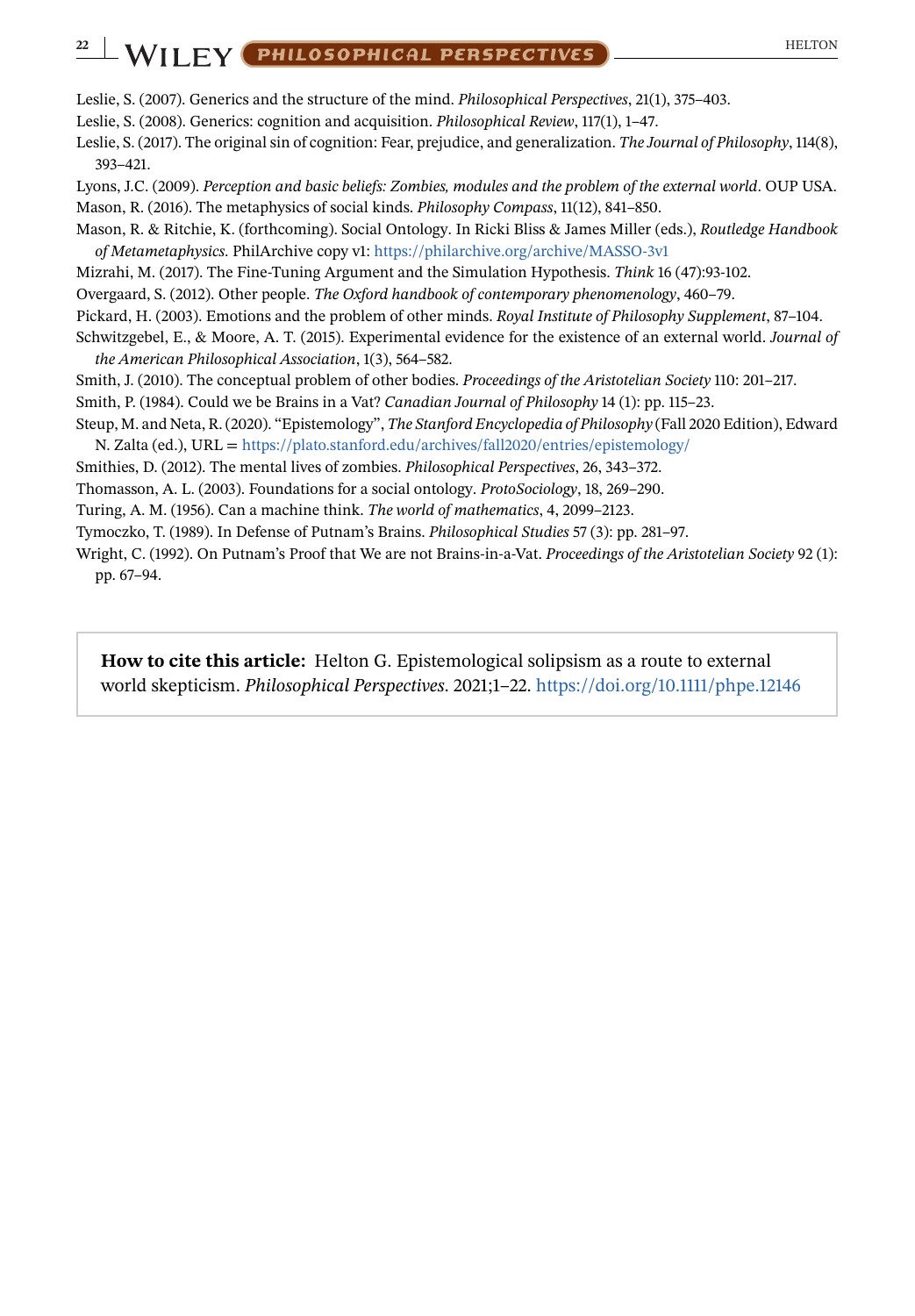Leslie, S. (2007). Generics and the structure of the mind. *Philosophical Perspectives*, 21(1), 375–403.

Leslie, S. (2008). Generics: cognition and acquisition. *Philosophical Review*, 117(1), 1–47.

Leslie, S. (2017). The original sin of cognition: Fear, prejudice, and generalization. *The Journal of Philosophy*, 114(8), 393–421.

Lyons, J.C. (2009). *Perception and basic beliefs: Zombies, modules and the problem of the external world*. OUP USA.

Mason, R. (2016). The metaphysics of social kinds. *Philosophy Compass*, 11(12), 841–850.

Mason, R. & Ritchie, K. (forthcoming). Social Ontology. In Ricki Bliss & James Miller (eds.), *Routledge Handbook of Metametaphysics*. PhilArchive copy v1: https://philarchive.org/archive/MASSO-3v1

Mizrahi, M. (2017). The Fine-Tuning Argument and the Simulation Hypothesis. *Think* 16 (47):93-102.

Overgaard, S. (2012). Other people. *The Oxford handbook of contemporary phenomenology*, 460–79.

Pickard, H. (2003). Emotions and the problem of other minds. *Royal Institute of Philosophy Supplement*, 87–104.

Schwitzgebel, E., & Moore, A. T. (2015). Experimental evidence for the existence of an external world. *Journal of the American Philosophical Association*, 1(3), 564–582.

Smith, J. (2010). The conceptual problem of other bodies. *Proceedings of the Aristotelian Society* 110: 201–217.

Smith, P. (1984). Could we be Brains in a Vat? *Canadian Journal of Philosophy* 14 (1): pp. 115–23.

Steup, M. and Neta, R. (2020). "Epistemology", *The Stanford Encyclopedia of Philosophy* (Fall 2020 Edition), Edward N. Zalta (ed.), URL = https://plato.stanford.edu/archives/fall2020/entries/epistemology/

Smithies, D. (2012). The mental lives of zombies. *Philosophical Perspectives*, 26, 343–372.

Thomasson, A. L. (2003). Foundations for a social ontology. *ProtoSociology*, 18, 269–290.

Turing, A. M. (1956). Can a machine think. *The world of mathematics*, 4, 2099–2123.

Tymoczko, T. (1989). In Defense of Putnam's Brains. *Philosophical Studies* 57 (3): pp. 281–97.

Wright, C. (1992). On Putnam's Proof that We are not Brains-in-a-Vat. *Proceedings of the Aristotelian Society* 92 (1): pp. 67–94.

**How to cite this article:** Helton G. Epistemological solipsism as a route to external world skepticism. *Philosophical Perspectives*. 2021;1–22. https://doi.org/10.1111/phpe.12146